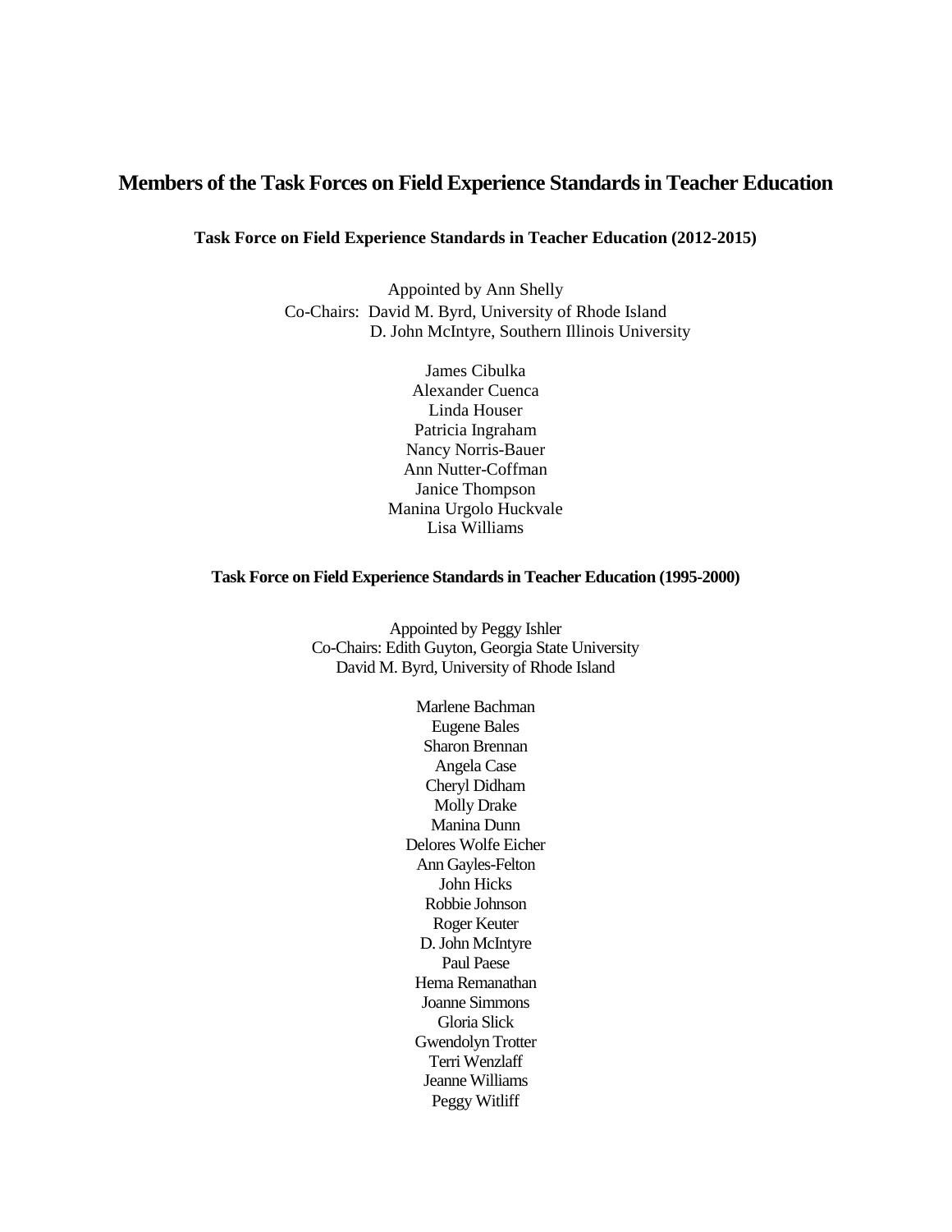# Members of the Task Forces on Field Experience Standards in Teacher Education

### Task Force on Field Experience Standards in Teacher Education (2012-2015)

Appointed by Ann Shelly
Co-Chairs: David M. Byrd, University of Rhode Island
D. John McIntyre, Southern Illinois University

James Cibulka
Alexander Cuenca
Linda Houser
Patricia Ingraham
Nancy Norris-Bauer
Ann Nutter-Coffman
Janice Thompson
Manina Urgolo Huckvale
Lisa Williams

### Task Force on Field Experience Standards in Teacher Education (1995-2000)

Appointed by Peggy Ishler
Co-Chairs: Edith Guyton, Georgia State University
David M. Byrd, University of Rhode Island

Marlene Bachman
Eugene Bales
Sharon Brennan
Angela Case
Cheryl Didham
Molly Drake
Manina Dunn
Delores Wolfe Eicher
Ann Gayles-Felton
John Hicks
Robbie Johnson
Roger Keuter
D. John McIntyre
Paul Paese
Hema Remanathan
Joanne Simmons
Gloria Slick
Gwendolyn Trotter
Terri Wenzlaff
Jeanne Williams
Peggy Witliff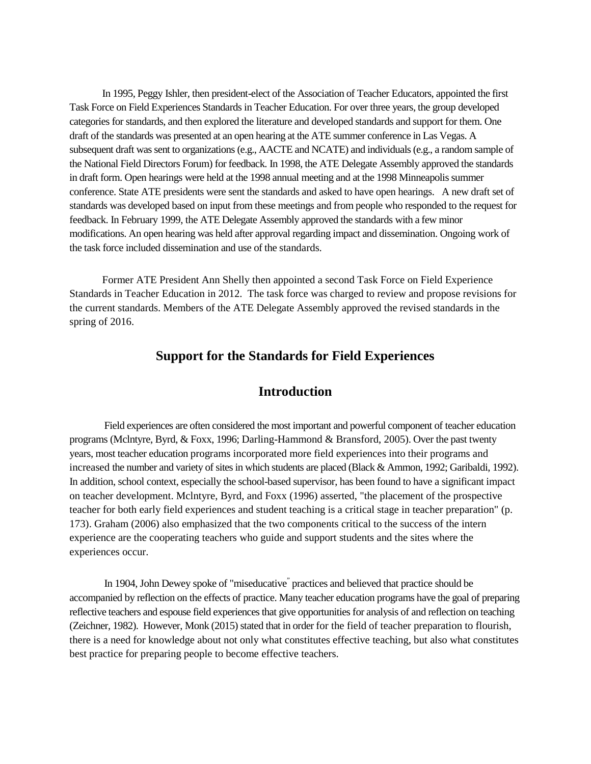In 1995, Peggy Ishler, then president-elect of the Association of Teacher Educators, appointed the first Task Force on Field Experiences Standards in Teacher Education. For over three years, the group developed categories for standards, and then explored the literature and developed standards and support for them. One draft of the standards was presented at an open hearing at the ATE summer conference in Las Vegas. A subsequent draft was sent to organizations (e.g., AACTE and NCATE) and individuals (e.g., a random sample of the National Field Directors Forum) for feedback. In 1998, the ATE Delegate Assembly approved the standards in draft form. Open hearings were held at the 1998 annual meeting and at the 1998 Minneapolis summer conference. State ATE presidents were sent the standards and asked to have open hearings. A new draft set of standards was developed based on input from these meetings and from people who responded to the request for feedback. In February 1999, the ATE Delegate Assembly approved the standards with a few minor modifications. An open hearing was held after approval regarding impact and dissemination. Ongoing work of the task force included dissemination and use of the standards.

Former ATE President Ann Shelly then appointed a second Task Force on Field Experience Standards in Teacher Education in 2012. The task force was charged to review and propose revisions for the current standards. Members of the ATE Delegate Assembly approved the revised standards in the spring of 2016.

## Support for the Standards for Field Experiences

## Introduction

Field experiences are often considered the most important and powerful component of teacher education programs (Mclntyre, Byrd, & Foxx, 1996; Darling-Hammond & Bransford, 2005). Over the past twenty years, most teacher education programs incorporated more field experiences into their programs and increased the number and variety of sites in which students are placed (Black & Ammon, 1992; Garibaldi, 1992). In addition, school context, especially the school-based supervisor, has been found to have a significant impact on teacher development. Mclntyre, Byrd, and Foxx (1996) asserted, "the placement of the prospective teacher for both early field experiences and student teaching is a critical stage in teacher preparation" (p. 173). Graham (2006) also emphasized that the two components critical to the success of the intern experience are the cooperating teachers who guide and support students and the sites where the experiences occur.

In 1904, John Dewey spoke of "miseducative" practices and believed that practice should be accompanied by reflection on the effects of practice. Many teacher education programs have the goal of preparing reflective teachers and espouse field experiences that give opportunities for analysis of and reflection on teaching (Zeichner, 1982). However, Monk (2015) stated that in order for the field of teacher preparation to flourish, there is a need for knowledge about not only what constitutes effective teaching, but also what constitutes best practice for preparing people to become effective teachers.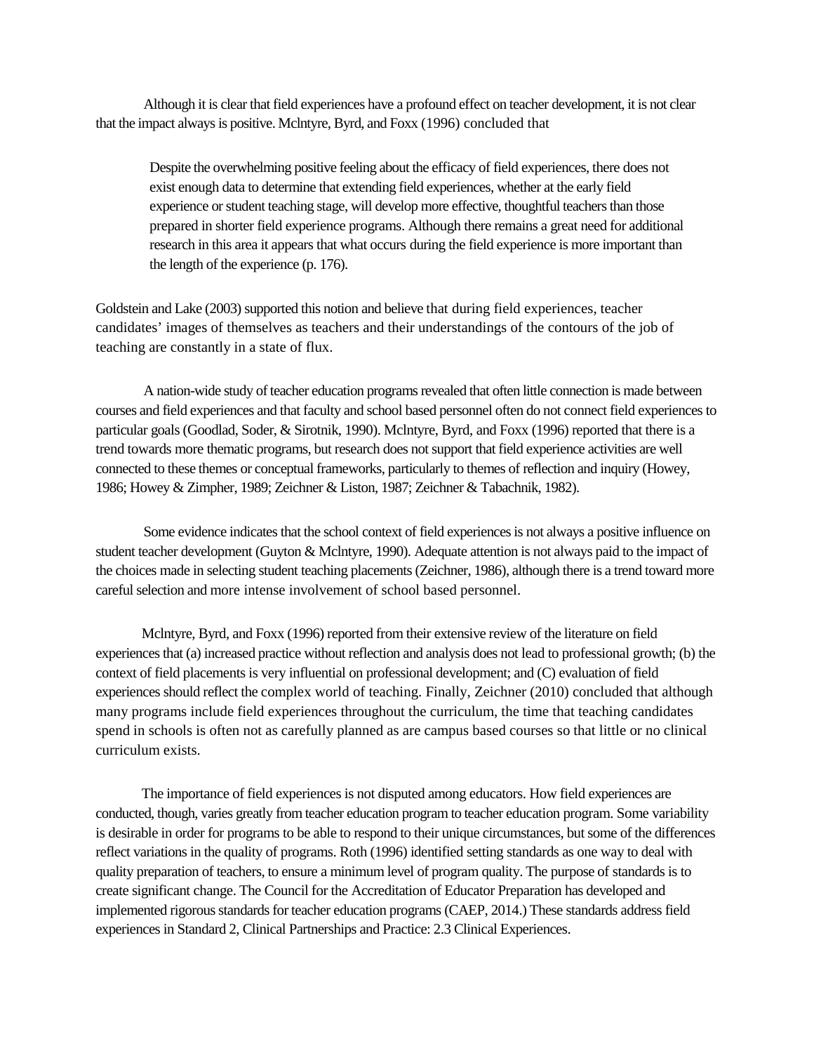Although it is clear that field experiences have a profound effect on teacher development, it is not clear that the impact always is positive. Mclntyre, Byrd, and Foxx (1996) concluded that

> Despite the overwhelming positive feeling about the efficacy of field experiences, there does not exist enough data to determine that extending field experiences, whether at the early field experience or student teaching stage, will develop more effective, thoughtful teachers than those prepared in shorter field experience programs. Although there remains a great need for additional research in this area it appears that what occurs during the field experience is more important than the length of the experience (p. 176).

Goldstein and Lake (2003) supported this notion and believe that during field experiences, teacher candidates' images of themselves as teachers and their understandings of the contours of the job of teaching are constantly in a state of flux.

A nation-wide study of teacher education programs revealed that often little connection is made between courses and field experiences and that faculty and school based personnel often do not connect field experiences to particular goals (Goodlad, Soder, & Sirotnik, 1990). Mclntyre, Byrd, and Foxx (1996) reported that there is a trend towards more thematic programs, but research does not support that field experience activities are well connected to these themes or conceptual frameworks, particularly to themes of reflection and inquiry (Howey, 1986; Howey & Zimpher, 1989; Zeichner & Liston, 1987; Zeichner & Tabachnik, 1982).

Some evidence indicates that the school context of field experiences is not always a positive influence on student teacher development (Guyton & Mclntyre, 1990). Adequate attention is not always paid to the impact of the choices made in selecting student teaching placements (Zeichner, 1986), although there is a trend toward more careful selection and more intense involvement of school based personnel.

Mclntyre, Byrd, and Foxx (1996) reported from their extensive review of the literature on field experiences that (a) increased practice without reflection and analysis does not lead to professional growth; (b) the context of field placements is very influential on professional development; and (C) evaluation of field experiences should reflect the complex world of teaching. Finally, Zeichner (2010) concluded that although many programs include field experiences throughout the curriculum, the time that teaching candidates spend in schools is often not as carefully planned as are campus based courses so that little or no clinical curriculum exists.

The importance of field experiences is not disputed among educators. How field experiences are conducted, though, varies greatly from teacher education program to teacher education program. Some variability is desirable in order for programs to be able to respond to their unique circumstances, but some of the differences reflect variations in the quality of programs. Roth (1996) identified setting standards as one way to deal with quality preparation of teachers, to ensure a minimum level of program quality. The purpose of standards is to create significant change. The Council for the Accreditation of Educator Preparation has developed and implemented rigorous standards for teacher education programs (CAEP, 2014.) These standards address field experiences in Standard 2, Clinical Partnerships and Practice: 2.3 Clinical Experiences.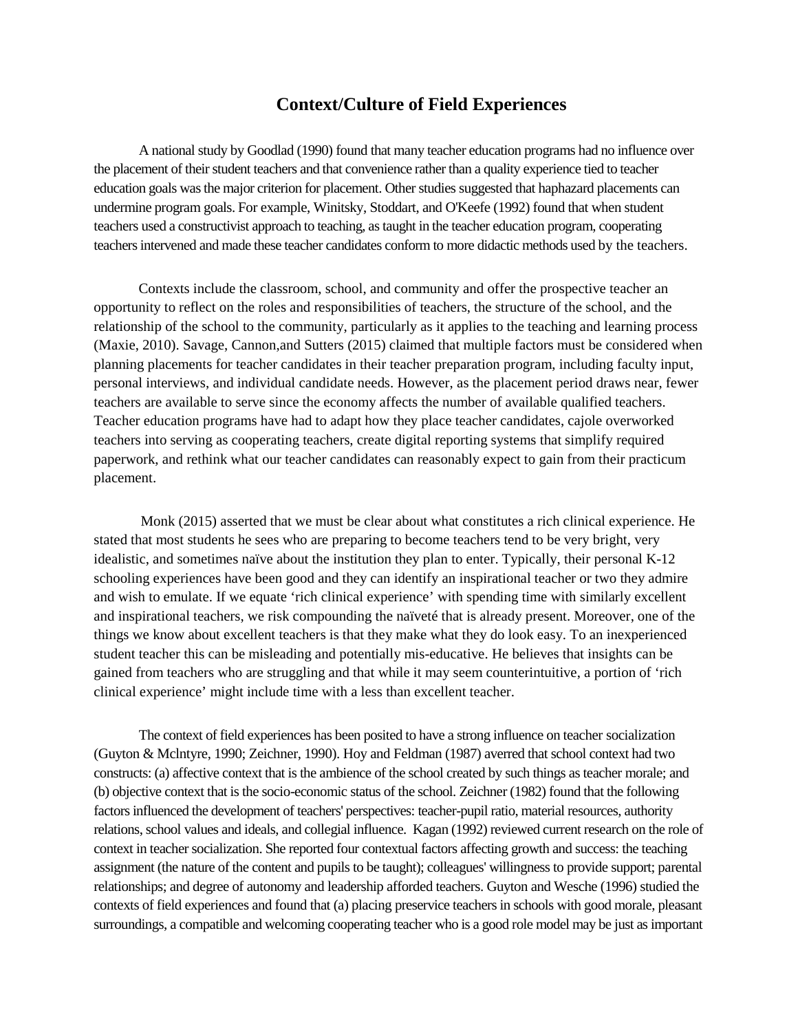# Context/Culture of Field Experiences

A national study by Goodlad (1990) found that many teacher education programs had no influence over the placement of their student teachers and that convenience rather than a quality experience tied to teacher education goals was the major criterion for placement. Other studies suggested that haphazard placements can undermine program goals. For example, Winitsky, Stoddart, and O'Keefe (1992) found that when student teachers used a constructivist approach to teaching, as taught in the teacher education program, cooperating teachers intervened and made these teacher candidates conform to more didactic methods used by the teachers.

Contexts include the classroom, school, and community and offer the prospective teacher an opportunity to reflect on the roles and responsibilities of teachers, the structure of the school, and the relationship of the school to the community, particularly as it applies to the teaching and learning process (Maxie, 2010). Savage, Cannon,and Sutters (2015) claimed that multiple factors must be considered when planning placements for teacher candidates in their teacher preparation program, including faculty input, personal interviews, and individual candidate needs. However, as the placement period draws near, fewer teachers are available to serve since the economy affects the number of available qualified teachers. Teacher education programs have had to adapt how they place teacher candidates, cajole overworked teachers into serving as cooperating teachers, create digital reporting systems that simplify required paperwork, and rethink what our teacher candidates can reasonably expect to gain from their practicum placement.

Monk (2015) asserted that we must be clear about what constitutes a rich clinical experience. He stated that most students he sees who are preparing to become teachers tend to be very bright, very idealistic, and sometimes naïve about the institution they plan to enter. Typically, their personal K-12 schooling experiences have been good and they can identify an inspirational teacher or two they admire and wish to emulate. If we equate 'rich clinical experience' with spending time with similarly excellent and inspirational teachers, we risk compounding the naïveté that is already present. Moreover, one of the things we know about excellent teachers is that they make what they do look easy. To an inexperienced student teacher this can be misleading and potentially mis-educative. He believes that insights can be gained from teachers who are struggling and that while it may seem counterintuitive, a portion of 'rich clinical experience' might include time with a less than excellent teacher.

The context of field experiences has been posited to have a strong influence on teacher socialization (Guyton & Mclntyre, 1990; Zeichner, 1990). Hoy and Feldman (1987) averred that school context had two constructs: (a) affective context that is the ambience of the school created by such things as teacher morale; and (b) objective context that is the socio-economic status of the school. Zeichner (1982) found that the following factors influenced the development of teachers' perspectives: teacher-pupil ratio, material resources, authority relations, school values and ideals, and collegial influence. Kagan (1992) reviewed current research on the role of context in teacher socialization. She reported four contextual factors affecting growth and success: the teaching assignment (the nature of the content and pupils to be taught); colleagues' willingness to provide support; parental relationships; and degree of autonomy and leadership afforded teachers. Guyton and Wesche (1996) studied the contexts of field experiences and found that (a) placing preservice teachers in schools with good morale, pleasant surroundings, a compatible and welcoming cooperating teacher who is a good role model may be just as important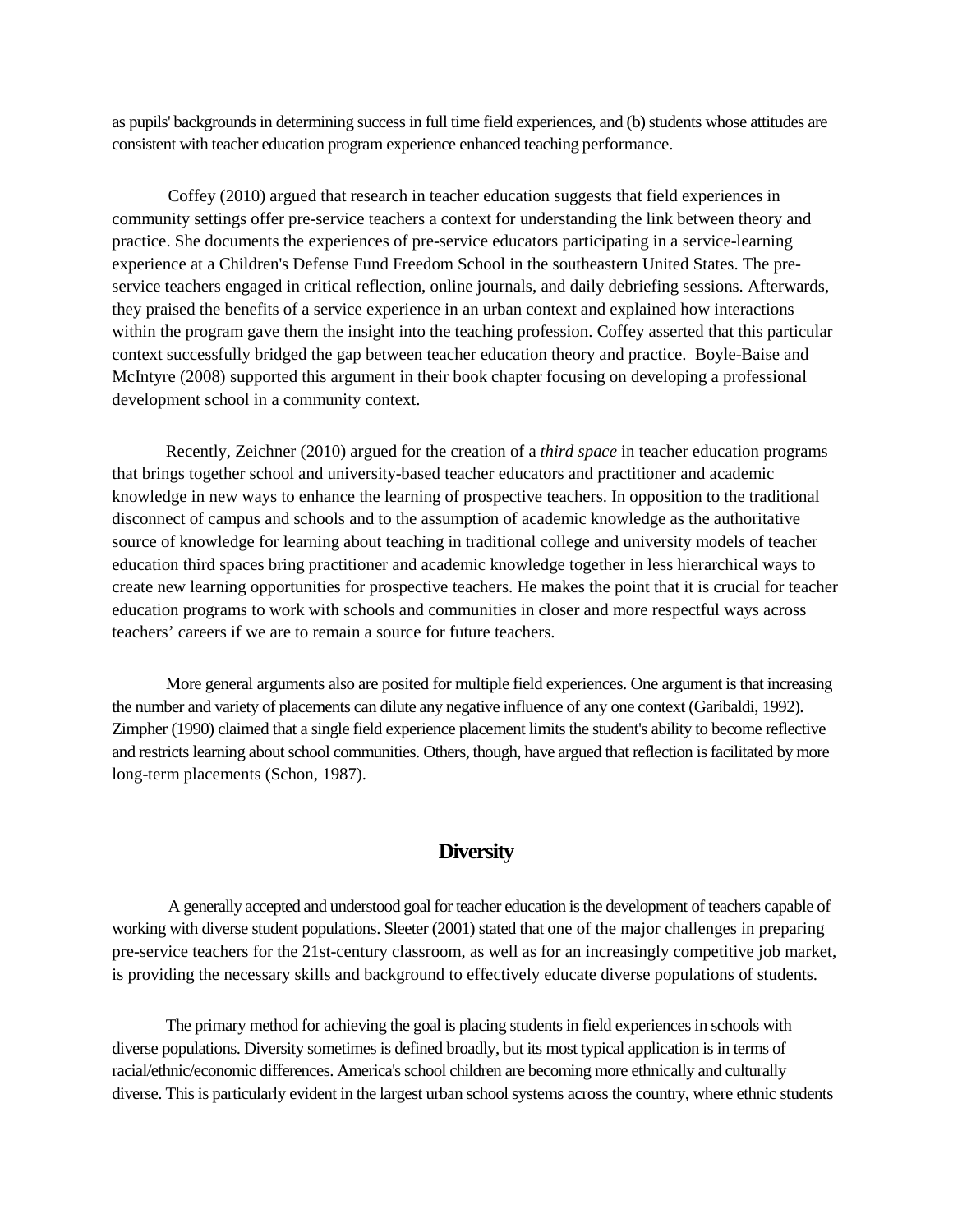as pupils' backgrounds in determining success in full time field experiences, and (b) students whose attitudes are consistent with teacher education program experience enhanced teaching performance.

Coffey (2010) argued that research in teacher education suggests that field experiences in community settings offer pre-service teachers a context for understanding the link between theory and practice. She documents the experiences of pre-service educators participating in a service-learning experience at a Children's Defense Fund Freedom School in the southeastern United States. The pre-service teachers engaged in critical reflection, online journals, and daily debriefing sessions. Afterwards, they praised the benefits of a service experience in an urban context and explained how interactions within the program gave them the insight into the teaching profession. Coffey asserted that this particular context successfully bridged the gap between teacher education theory and practice. Boyle-Baise and McIntyre (2008) supported this argument in their book chapter focusing on developing a professional development school in a community context.

Recently, Zeichner (2010) argued for the creation of a *third space* in teacher education programs that brings together school and university-based teacher educators and practitioner and academic knowledge in new ways to enhance the learning of prospective teachers. In opposition to the traditional disconnect of campus and schools and to the assumption of academic knowledge as the authoritative source of knowledge for learning about teaching in traditional college and university models of teacher education third spaces bring practitioner and academic knowledge together in less hierarchical ways to create new learning opportunities for prospective teachers. He makes the point that it is crucial for teacher education programs to work with schools and communities in closer and more respectful ways across teachers' careers if we are to remain a source for future teachers.

More general arguments also are posited for multiple field experiences. One argument is that increasing the number and variety of placements can dilute any negative influence of any one context (Garibaldi, 1992). Zimpher (1990) claimed that a single field experience placement limits the student's ability to become reflective and restricts learning about school communities. Others, though, have argued that reflection is facilitated by more long-term placements (Schon, 1987).

## Diversity

A generally accepted and understood goal for teacher education is the development of teachers capable of working with diverse student populations. Sleeter (2001) stated that one of the major challenges in preparing pre-service teachers for the 21st-century classroom, as well as for an increasingly competitive job market, is providing the necessary skills and background to effectively educate diverse populations of students.

The primary method for achieving the goal is placing students in field experiences in schools with diverse populations. Diversity sometimes is defined broadly, but its most typical application is in terms of racial/ethnic/economic differences. America's school children are becoming more ethnically and culturally diverse. This is particularly evident in the largest urban school systems across the country, where ethnic students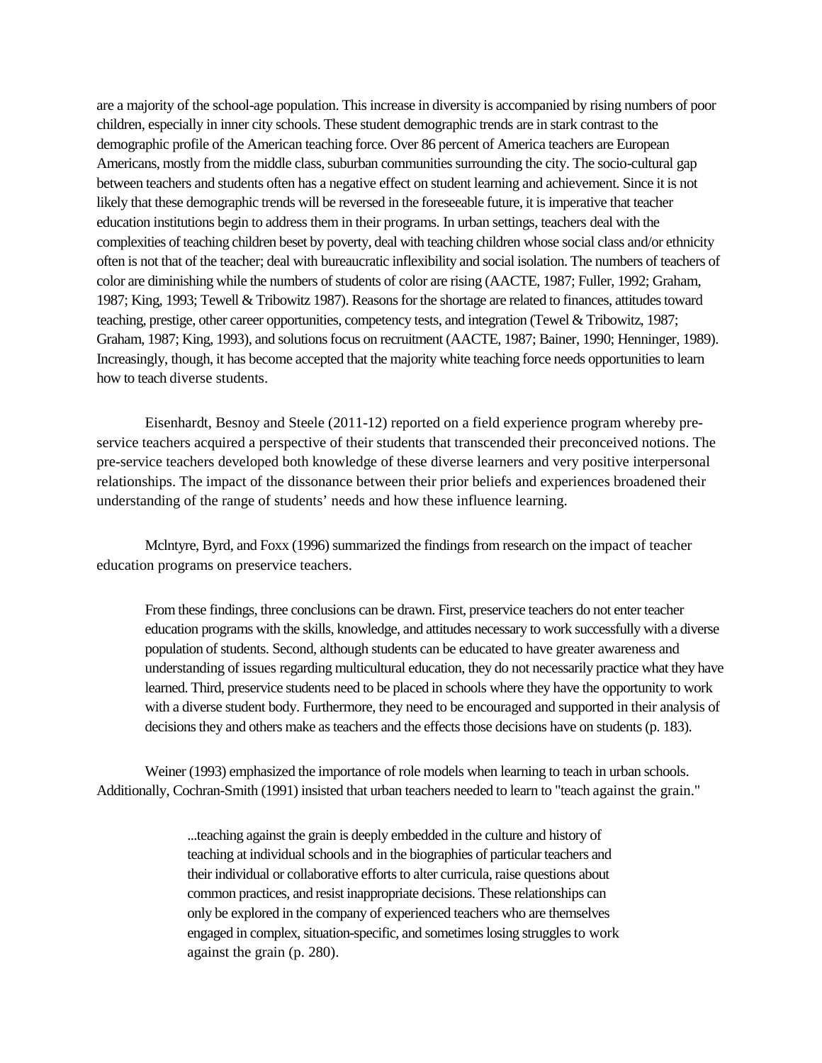are a majority of the school-age population. This increase in diversity is accompanied by rising numbers of poor children, especially in inner city schools. These student demographic trends are in stark contrast to the demographic profile of the American teaching force. Over 86 percent of America teachers are European Americans, mostly from the middle class, suburban communities surrounding the city. The socio-cultural gap between teachers and students often has a negative effect on student learning and achievement. Since it is not likely that these demographic trends will be reversed in the foreseeable future, it is imperative that teacher education institutions begin to address them in their programs. In urban settings, teachers deal with the complexities of teaching children beset by poverty, deal with teaching children whose social class and/or ethnicity often is not that of the teacher; deal with bureaucratic inflexibility and social isolation. The numbers of teachers of color are diminishing while the numbers of students of color are rising (AACTE, 1987; Fuller, 1992; Graham, 1987; King, 1993; Tewell & Tribowitz 1987). Reasons for the shortage are related to finances, attitudes toward teaching, prestige, other career opportunities, competency tests, and integration (Tewel & Tribowitz, 1987; Graham, 1987; King, 1993), and solutions focus on recruitment (AACTE, 1987; Bainer, 1990; Henninger, 1989). Increasingly, though, it has become accepted that the majority white teaching force needs opportunities to learn how to teach diverse students.

Eisenhardt, Besnoy and Steele (2011-12) reported on a field experience program whereby pre-service teachers acquired a perspective of their students that transcended their preconceived notions. The pre-service teachers developed both knowledge of these diverse learners and very positive interpersonal relationships. The impact of the dissonance between their prior beliefs and experiences broadened their understanding of the range of students' needs and how these influence learning.

Mclntyre, Byrd, and Foxx (1996) summarized the findings from research on the impact of teacher education programs on preservice teachers.

> From these findings, three conclusions can be drawn. First, preservice teachers do not enter teacher education programs with the skills, knowledge, and attitudes necessary to work successfully with a diverse population of students. Second, although students can be educated to have greater awareness and understanding of issues regarding multicultural education, they do not necessarily practice what they have learned. Third, preservice students need to be placed in schools where they have the opportunity to work with a diverse student body. Furthermore, they need to be encouraged and supported in their analysis of decisions they and others make as teachers and the effects those decisions have on students (p. 183).

Weiner (1993) emphasized the importance of role models when learning to teach in urban schools. Additionally, Cochran-Smith (1991) insisted that urban teachers needed to learn to "teach against the grain."

> ...teaching against the grain is deeply embedded in the culture and history of teaching at individual schools and in the biographies of particular teachers and their individual or collaborative efforts to alter curricula, raise questions about common practices, and resist inappropriate decisions. These relationships can only be explored in the company of experienced teachers who are themselves engaged in complex, situation-specific, and sometimes losing struggles to work against the grain (p. 280).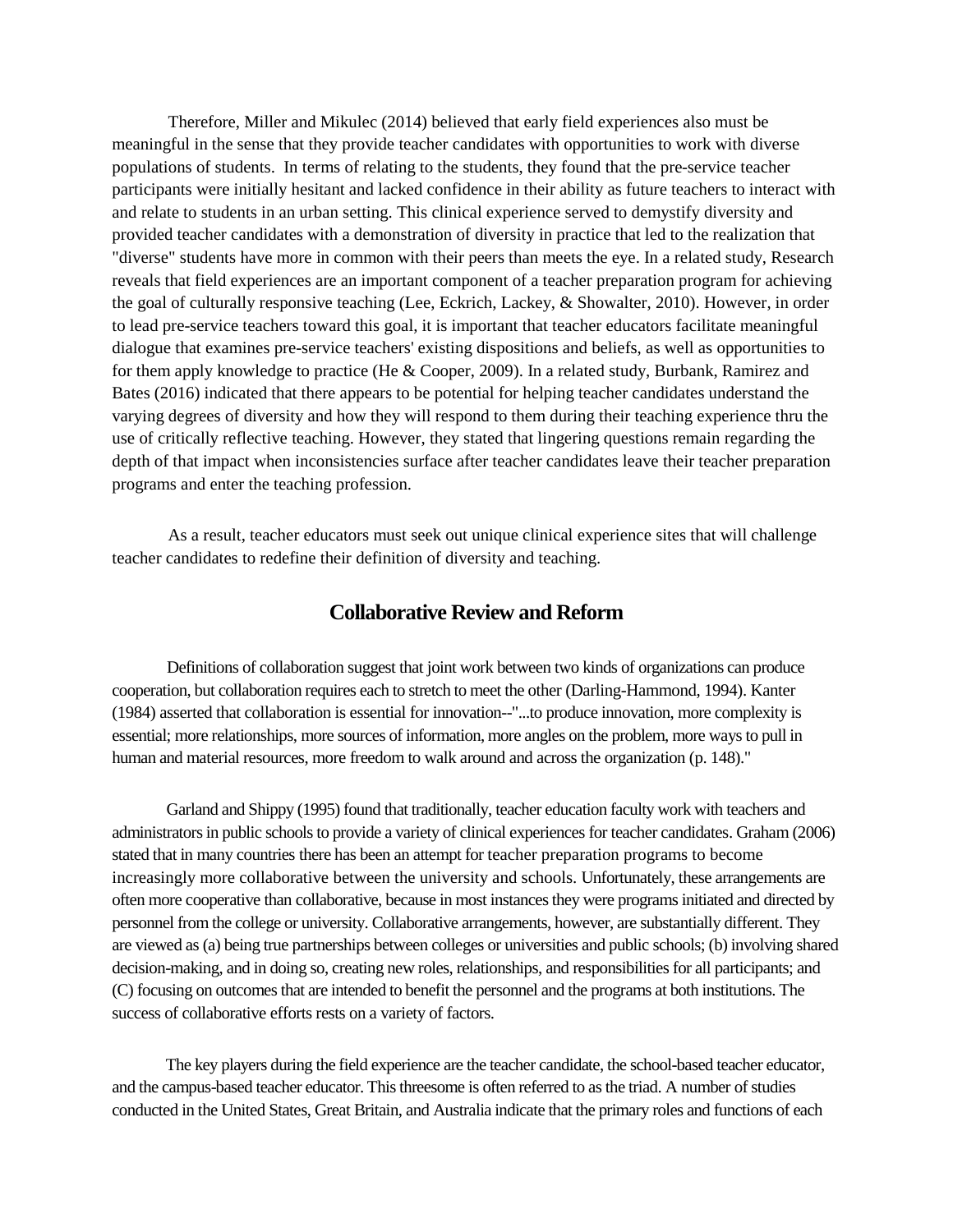Therefore, Miller and Mikulec (2014) believed that early field experiences also must be meaningful in the sense that they provide teacher candidates with opportunities to work with diverse populations of students. In terms of relating to the students, they found that the pre-service teacher participants were initially hesitant and lacked confidence in their ability as future teachers to interact with and relate to students in an urban setting. This clinical experience served to demystify diversity and provided teacher candidates with a demonstration of diversity in practice that led to the realization that "diverse" students have more in common with their peers than meets the eye. In a related study, Research reveals that field experiences are an important component of a teacher preparation program for achieving the goal of culturally responsive teaching (Lee, Eckrich, Lackey, & Showalter, 2010). However, in order to lead pre-service teachers toward this goal, it is important that teacher educators facilitate meaningful dialogue that examines pre-service teachers' existing dispositions and beliefs, as well as opportunities to for them apply knowledge to practice (He & Cooper, 2009). In a related study, Burbank, Ramirez and Bates (2016) indicated that there appears to be potential for helping teacher candidates understand the varying degrees of diversity and how they will respond to them during their teaching experience thru the use of critically reflective teaching. However, they stated that lingering questions remain regarding the depth of that impact when inconsistencies surface after teacher candidates leave their teacher preparation programs and enter the teaching profession.

As a result, teacher educators must seek out unique clinical experience sites that will challenge teacher candidates to redefine their definition of diversity and teaching.

## Collaborative Review and Reform

Definitions of collaboration suggest that joint work between two kinds of organizations can produce cooperation, but collaboration requires each to stretch to meet the other (Darling-Hammond, 1994). Kanter (1984) asserted that collaboration is essential for innovation--"...to produce innovation, more complexity is essential; more relationships, more sources of information, more angles on the problem, more ways to pull in human and material resources, more freedom to walk around and across the organization (p. 148)."

Garland and Shippy (1995) found that traditionally, teacher education faculty work with teachers and administrators in public schools to provide a variety of clinical experiences for teacher candidates. Graham (2006) stated that in many countries there has been an attempt for teacher preparation programs to become increasingly more collaborative between the university and schools. Unfortunately, these arrangements are often more cooperative than collaborative, because in most instances they were programs initiated and directed by personnel from the college or university. Collaborative arrangements, however, are substantially different. They are viewed as (a) being true partnerships between colleges or universities and public schools; (b) involving shared decision-making, and in doing so, creating new roles, relationships, and responsibilities for all participants; and (C) focusing on outcomes that are intended to benefit the personnel and the programs at both institutions. The success of collaborative efforts rests on a variety of factors.

The key players during the field experience are the teacher candidate, the school-based teacher educator, and the campus-based teacher educator. This threesome is often referred to as the triad. A number of studies conducted in the United States, Great Britain, and Australia indicate that the primary roles and functions of each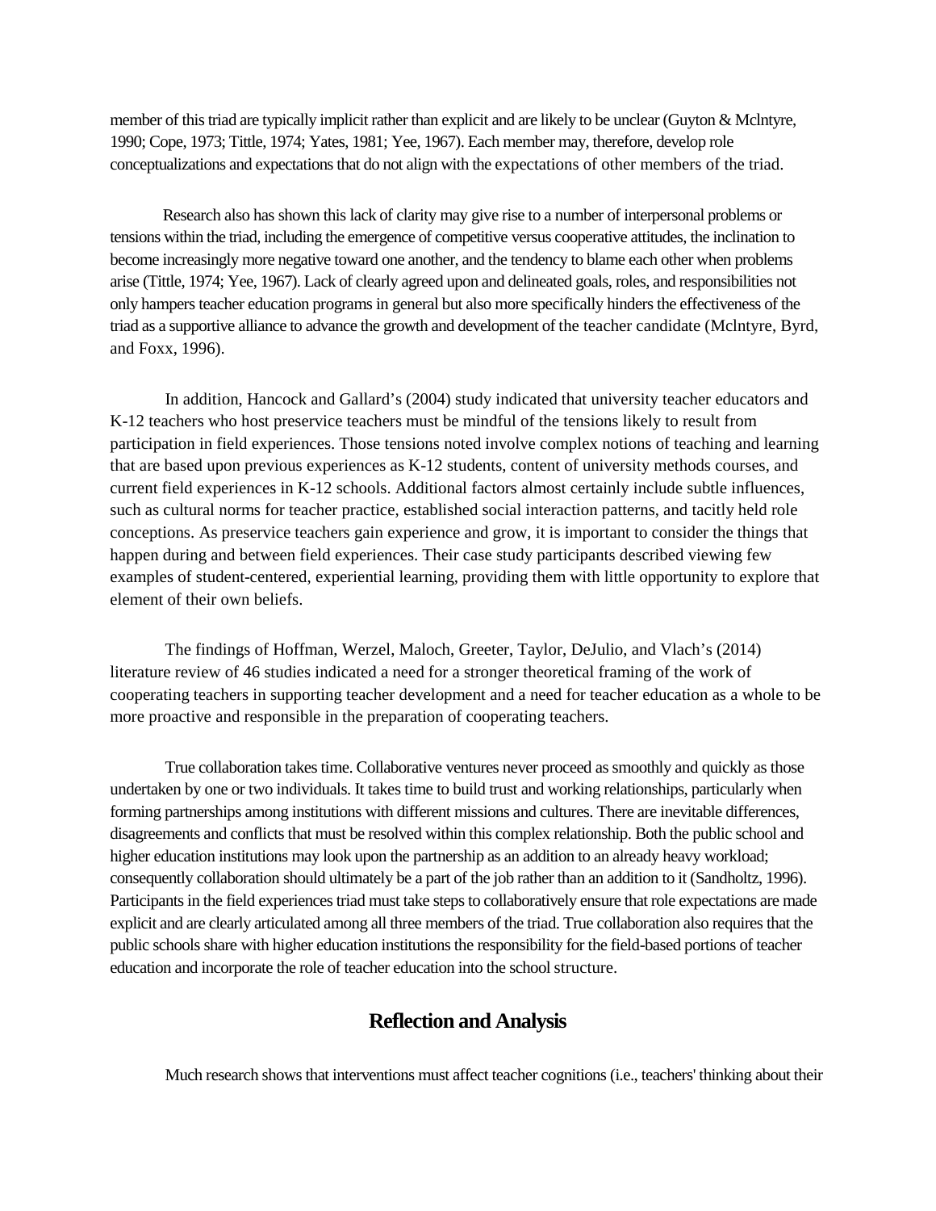member of this triad are typically implicit rather than explicit and are likely to be unclear (Guyton & Mclntyre, 1990; Cope, 1973; Tittle, 1974; Yates, 1981; Yee, 1967). Each member may, therefore, develop role conceptualizations and expectations that do not align with the expectations of other members of the triad.

Research also has shown this lack of clarity may give rise to a number of interpersonal problems or tensions within the triad, including the emergence of competitive versus cooperative attitudes, the inclination to become increasingly more negative toward one another, and the tendency to blame each other when problems arise (Tittle, 1974; Yee, 1967). Lack of clearly agreed upon and delineated goals, roles, and responsibilities not only hampers teacher education programs in general but also more specifically hinders the effectiveness of the triad as a supportive alliance to advance the growth and development of the teacher candidate (Mclntyre, Byrd, and Foxx, 1996).

In addition, Hancock and Gallard's (2004) study indicated that university teacher educators and K-12 teachers who host preservice teachers must be mindful of the tensions likely to result from participation in field experiences. Those tensions noted involve complex notions of teaching and learning that are based upon previous experiences as K-12 students, content of university methods courses, and current field experiences in K-12 schools. Additional factors almost certainly include subtle influences, such as cultural norms for teacher practice, established social interaction patterns, and tacitly held role conceptions. As preservice teachers gain experience and grow, it is important to consider the things that happen during and between field experiences. Their case study participants described viewing few examples of student-centered, experiential learning, providing them with little opportunity to explore that element of their own beliefs.

The findings of Hoffman, Werzel, Maloch, Greeter, Taylor, DeJulio, and Vlach's (2014) literature review of 46 studies indicated a need for a stronger theoretical framing of the work of cooperating teachers in supporting teacher development and a need for teacher education as a whole to be more proactive and responsible in the preparation of cooperating teachers.

True collaboration takes time. Collaborative ventures never proceed as smoothly and quickly as those undertaken by one or two individuals. It takes time to build trust and working relationships, particularly when forming partnerships among institutions with different missions and cultures. There are inevitable differences, disagreements and conflicts that must be resolved within this complex relationship. Both the public school and higher education institutions may look upon the partnership as an addition to an already heavy workload; consequently collaboration should ultimately be a part of the job rather than an addition to it (Sandholtz, 1996). Participants in the field experiences triad must take steps to collaboratively ensure that role expectations are made explicit and are clearly articulated among all three members of the triad. True collaboration also requires that the public schools share with higher education institutions the responsibility for the field-based portions of teacher education and incorporate the role of teacher education into the school structure.

## Reflection and Analysis

Much research shows that interventions must affect teacher cognitions (i.e., teachers' thinking about their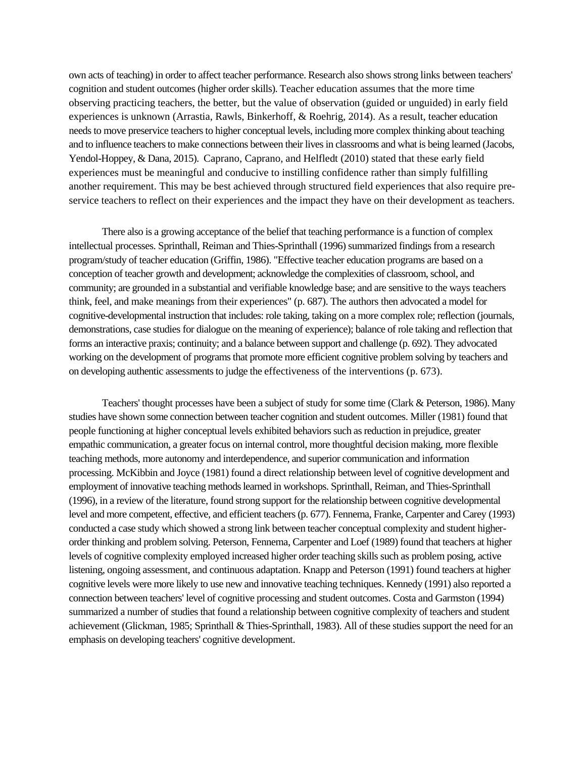own acts of teaching) in order to affect teacher performance. Research also shows strong links between teachers' cognition and student outcomes (higher order skills). Teacher education assumes that the more time observing practicing teachers, the better, but the value of observation (guided or unguided) in early field experiences is unknown (Arrastia, Rawls, Binkerhoff, & Roehrig, 2014). As a result, teacher education needs to move preservice teachers to higher conceptual levels, including more complex thinking about teaching and to influence teachers to make connections between their lives in classrooms and what is being learned (Jacobs, Yendol-Hoppey, & Dana, 2015). Caprano, Caprano, and Helfledt (2010) stated that these early field experiences must be meaningful and conducive to instilling confidence rather than simply fulfilling another requirement. This may be best achieved through structured field experiences that also require pre-service teachers to reflect on their experiences and the impact they have on their development as teachers.

There also is a growing acceptance of the belief that teaching performance is a function of complex intellectual processes. Sprinthall, Reiman and Thies-Sprinthall (1996) summarized findings from a research program/study of teacher education (Griffin, 1986). "Effective teacher education programs are based on a conception of teacher growth and development; acknowledge the complexities of classroom, school, and community; are grounded in a substantial and verifiable knowledge base; and are sensitive to the ways teachers think, feel, and make meanings from their experiences" (p. 687). The authors then advocated a model for cognitive-developmental instruction that includes: role taking, taking on a more complex role; reflection (journals, demonstrations, case studies for dialogue on the meaning of experience); balance of role taking and reflection that forms an interactive praxis; continuity; and a balance between support and challenge (p. 692). They advocated working on the development of programs that promote more efficient cognitive problem solving by teachers and on developing authentic assessments to judge the effectiveness of the interventions (p. 673).

Teachers' thought processes have been a subject of study for some time (Clark & Peterson, 1986). Many studies have shown some connection between teacher cognition and student outcomes. Miller (1981) found that people functioning at higher conceptual levels exhibited behaviors such as reduction in prejudice, greater empathic communication, a greater focus on internal control, more thoughtful decision making, more flexible teaching methods, more autonomy and interdependence, and superior communication and information processing. McKibbin and Joyce (1981) found a direct relationship between level of cognitive development and employment of innovative teaching methods learned in workshops. Sprinthall, Reiman, and Thies-Sprinthall (1996), in a review of the literature, found strong support for the relationship between cognitive developmental level and more competent, effective, and efficient teachers (p. 677). Fennema, Franke, Carpenter and Carey (1993) conducted a case study which showed a strong link between teacher conceptual complexity and student higher-order thinking and problem solving. Peterson, Fennema, Carpenter and Loef (1989) found that teachers at higher levels of cognitive complexity employed increased higher order teaching skills such as problem posing, active listening, ongoing assessment, and continuous adaptation. Knapp and Peterson (1991) found teachers at higher cognitive levels were more likely to use new and innovative teaching techniques. Kennedy (1991) also reported a connection between teachers' level of cognitive processing and student outcomes. Costa and Garmston (1994) summarized a number of studies that found a relationship between cognitive complexity of teachers and student achievement (Glickman, 1985; Sprinthall & Thies-Sprinthall, 1983). All of these studies support the need for an emphasis on developing teachers' cognitive development.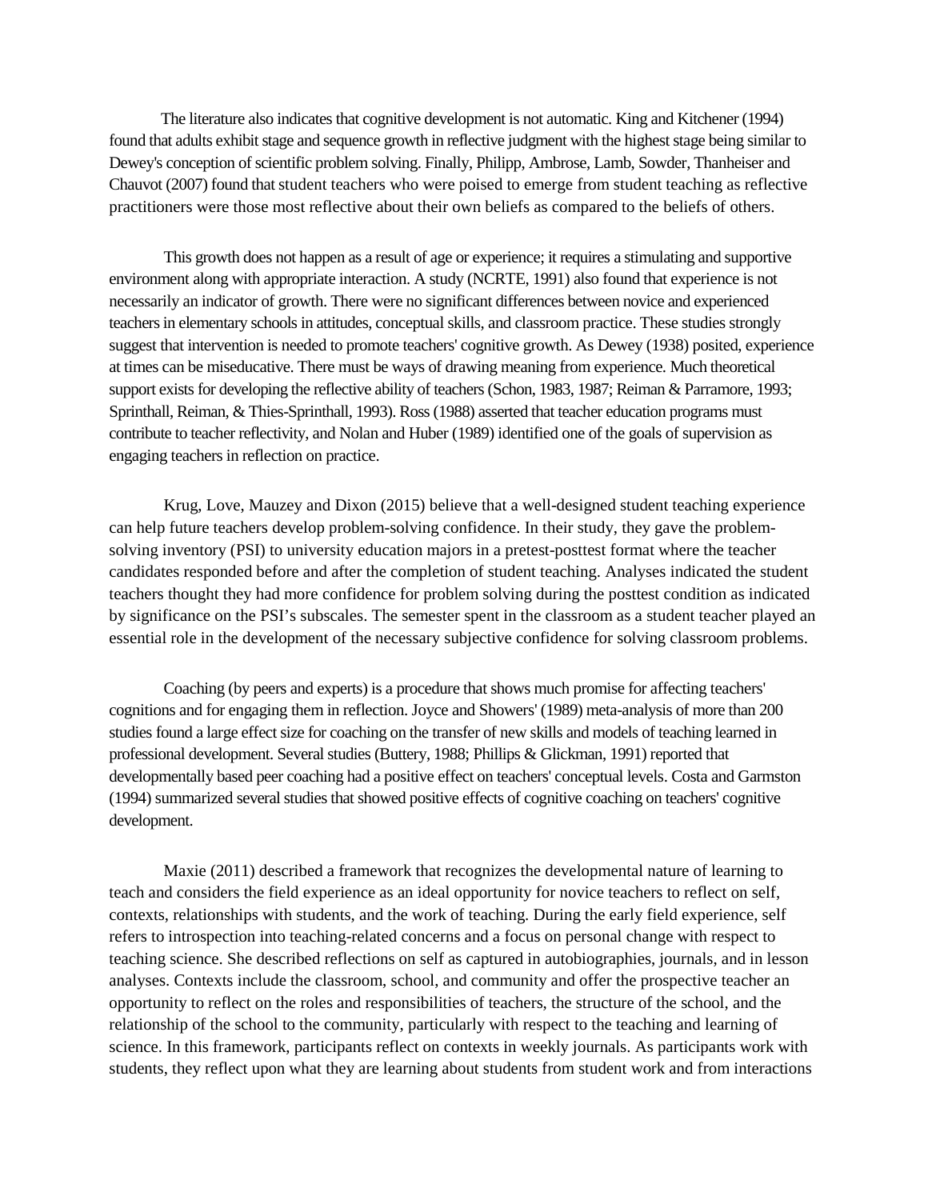The literature also indicates that cognitive development is not automatic. King and Kitchener (1994) found that adults exhibit stage and sequence growth in reflective judgment with the highest stage being similar to Dewey's conception of scientific problem solving. Finally, Philipp, Ambrose, Lamb, Sowder, Thanheiser and Chauvot (2007) found that student teachers who were poised to emerge from student teaching as reflective practitioners were those most reflective about their own beliefs as compared to the beliefs of others.

This growth does not happen as a result of age or experience; it requires a stimulating and supportive environment along with appropriate interaction. A study (NCRTE, 1991) also found that experience is not necessarily an indicator of growth. There were no significant differences between novice and experienced teachers in elementary schools in attitudes, conceptual skills, and classroom practice. These studies strongly suggest that intervention is needed to promote teachers' cognitive growth. As Dewey (1938) posited, experience at times can be miseducative. There must be ways of drawing meaning from experience. Much theoretical support exists for developing the reflective ability of teachers (Schon, 1983, 1987; Reiman & Parramore, 1993; Sprinthall, Reiman, & Thies-Sprinthall, 1993). Ross (1988) asserted that teacher education programs must contribute to teacher reflectivity, and Nolan and Huber (1989) identified one of the goals of supervision as engaging teachers in reflection on practice.

Krug, Love, Mauzey and Dixon (2015) believe that a well-designed student teaching experience can help future teachers develop problem-solving confidence. In their study, they gave the problem-solving inventory (PSI) to university education majors in a pretest-posttest format where the teacher candidates responded before and after the completion of student teaching. Analyses indicated the student teachers thought they had more confidence for problem solving during the posttest condition as indicated by significance on the PSI's subscales. The semester spent in the classroom as a student teacher played an essential role in the development of the necessary subjective confidence for solving classroom problems.

Coaching (by peers and experts) is a procedure that shows much promise for affecting teachers' cognitions and for engaging them in reflection. Joyce and Showers' (1989) meta-analysis of more than 200 studies found a large effect size for coaching on the transfer of new skills and models of teaching learned in professional development. Several studies (Buttery, 1988; Phillips & Glickman, 1991) reported that developmentally based peer coaching had a positive effect on teachers' conceptual levels. Costa and Garmston (1994) summarized several studies that showed positive effects of cognitive coaching on teachers' cognitive development.

Maxie (2011) described a framework that recognizes the developmental nature of learning to teach and considers the field experience as an ideal opportunity for novice teachers to reflect on self, contexts, relationships with students, and the work of teaching. During the early field experience, self refers to introspection into teaching-related concerns and a focus on personal change with respect to teaching science. She described reflections on self as captured in autobiographies, journals, and in lesson analyses. Contexts include the classroom, school, and community and offer the prospective teacher an opportunity to reflect on the roles and responsibilities of teachers, the structure of the school, and the relationship of the school to the community, particularly with respect to the teaching and learning of science. In this framework, participants reflect on contexts in weekly journals. As participants work with students, they reflect upon what they are learning about students from student work and from interactions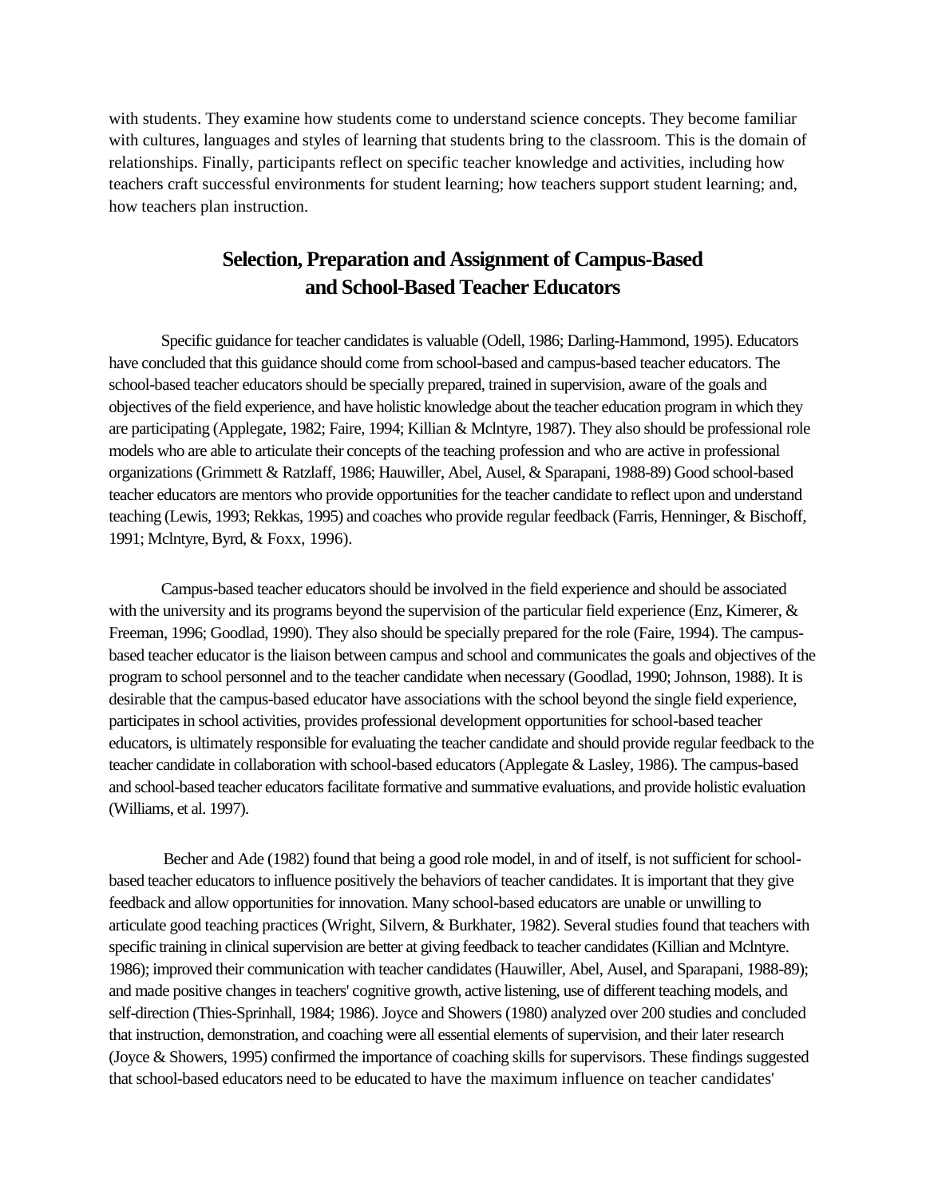with students. They examine how students come to understand science concepts. They become familiar with cultures, languages and styles of learning that students bring to the classroom. This is the domain of relationships. Finally, participants reflect on specific teacher knowledge and activities, including how teachers craft successful environments for student learning; how teachers support student learning; and, how teachers plan instruction.

## Selection, Preparation and Assignment of Campus-Based and School-Based Teacher Educators

Specific guidance for teacher candidates is valuable (Odell, 1986; Darling-Hammond, 1995). Educators have concluded that this guidance should come from school-based and campus-based teacher educators. The school-based teacher educators should be specially prepared, trained in supervision, aware of the goals and objectives of the field experience, and have holistic knowledge about the teacher education program in which they are participating (Applegate, 1982; Faire, 1994; Killian & Mclntyre, 1987). They also should be professional role models who are able to articulate their concepts of the teaching profession and who are active in professional organizations (Grimmett & Ratzlaff, 1986; Hauwiller, Abel, Ausel, & Sparapani, 1988-89) Good school-based teacher educators are mentors who provide opportunities for the teacher candidate to reflect upon and understand teaching (Lewis, 1993; Rekkas, 1995) and coaches who provide regular feedback (Farris, Henninger, & Bischoff, 1991; Mclntyre, Byrd, & Foxx, 1996).

Campus-based teacher educators should be involved in the field experience and should be associated with the university and its programs beyond the supervision of the particular field experience (Enz, Kimerer, & Freeman, 1996; Goodlad, 1990). They also should be specially prepared for the role (Faire, 1994). The campus-based teacher educator is the liaison between campus and school and communicates the goals and objectives of the program to school personnel and to the teacher candidate when necessary (Goodlad, 1990; Johnson, 1988). It is desirable that the campus-based educator have associations with the school beyond the single field experience, participates in school activities, provides professional development opportunities for school-based teacher educators, is ultimately responsible for evaluating the teacher candidate and should provide regular feedback to the teacher candidate in collaboration with school-based educators (Applegate & Lasley, 1986). The campus-based and school-based teacher educators facilitate formative and summative evaluations, and provide holistic evaluation (Williams, et al. 1997).

Becher and Ade (1982) found that being a good role model, in and of itself, is not sufficient for school-based teacher educators to influence positively the behaviors of teacher candidates. It is important that they give feedback and allow opportunities for innovation. Many school-based educators are unable or unwilling to articulate good teaching practices (Wright, Silvern, & Burkhater, 1982). Several studies found that teachers with specific training in clinical supervision are better at giving feedback to teacher candidates (Killian and Mclntyre. 1986); improved their communication with teacher candidates (Hauwiller, Abel, Ausel, and Sparapani, 1988-89); and made positive changes in teachers' cognitive growth, active listening, use of different teaching models, and self-direction (Thies-Sprinhall, 1984; 1986). Joyce and Showers (1980) analyzed over 200 studies and concluded that instruction, demonstration, and coaching were all essential elements of supervision, and their later research (Joyce & Showers, 1995) confirmed the importance of coaching skills for supervisors. These findings suggested that school-based educators need to be educated to have the maximum influence on teacher candidates'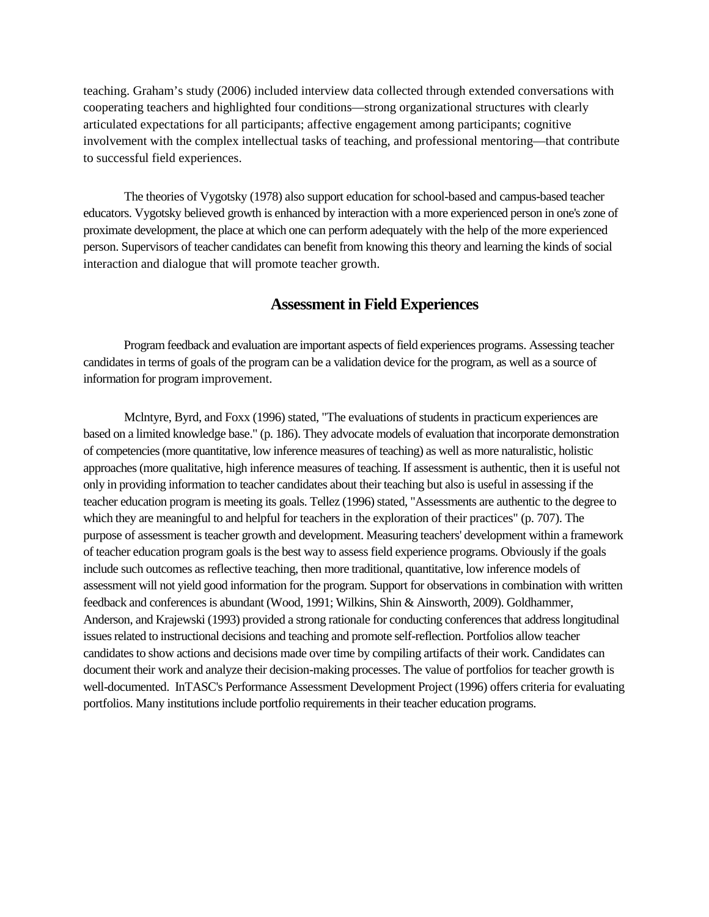teaching. Graham's study (2006) included interview data collected through extended conversations with cooperating teachers and highlighted four conditions—strong organizational structures with clearly articulated expectations for all participants; affective engagement among participants; cognitive involvement with the complex intellectual tasks of teaching, and professional mentoring—that contribute to successful field experiences.

The theories of Vygotsky (1978) also support education for school-based and campus-based teacher educators. Vygotsky believed growth is enhanced by interaction with a more experienced person in one's zone of proximate development, the place at which one can perform adequately with the help of the more experienced person. Supervisors of teacher candidates can benefit from knowing this theory and learning the kinds of social interaction and dialogue that will promote teacher growth.

## Assessment in Field Experiences

Program feedback and evaluation are important aspects of field experiences programs. Assessing teacher candidates in terms of goals of the program can be a validation device for the program, as well as a source of information for program improvement.

Mclntyre, Byrd, and Foxx (1996) stated, "The evaluations of students in practicum experiences are based on a limited knowledge base." (p. 186). They advocate models of evaluation that incorporate demonstration of competencies (more quantitative, low inference measures of teaching) as well as more naturalistic, holistic approaches (more qualitative, high inference measures of teaching. If assessment is authentic, then it is useful not only in providing information to teacher candidates about their teaching but also is useful in assessing if the teacher education program is meeting its goals. Tellez (1996) stated, "Assessments are authentic to the degree to which they are meaningful to and helpful for teachers in the exploration of their practices" (p. 707). The purpose of assessment is teacher growth and development. Measuring teachers' development within a framework of teacher education program goals is the best way to assess field experience programs. Obviously if the goals include such outcomes as reflective teaching, then more traditional, quantitative, low inference models of assessment will not yield good information for the program. Support for observations in combination with written feedback and conferences is abundant (Wood, 1991; Wilkins, Shin & Ainsworth, 2009). Goldhammer, Anderson, and Krajewski (1993) provided a strong rationale for conducting conferences that address longitudinal issues related to instructional decisions and teaching and promote self-reflection. Portfolios allow teacher candidates to show actions and decisions made over time by compiling artifacts of their work. Candidates can document their work and analyze their decision-making processes. The value of portfolios for teacher growth is well-documented. InTASC's Performance Assessment Development Project (1996) offers criteria for evaluating portfolios. Many institutions include portfolio requirements in their teacher education programs.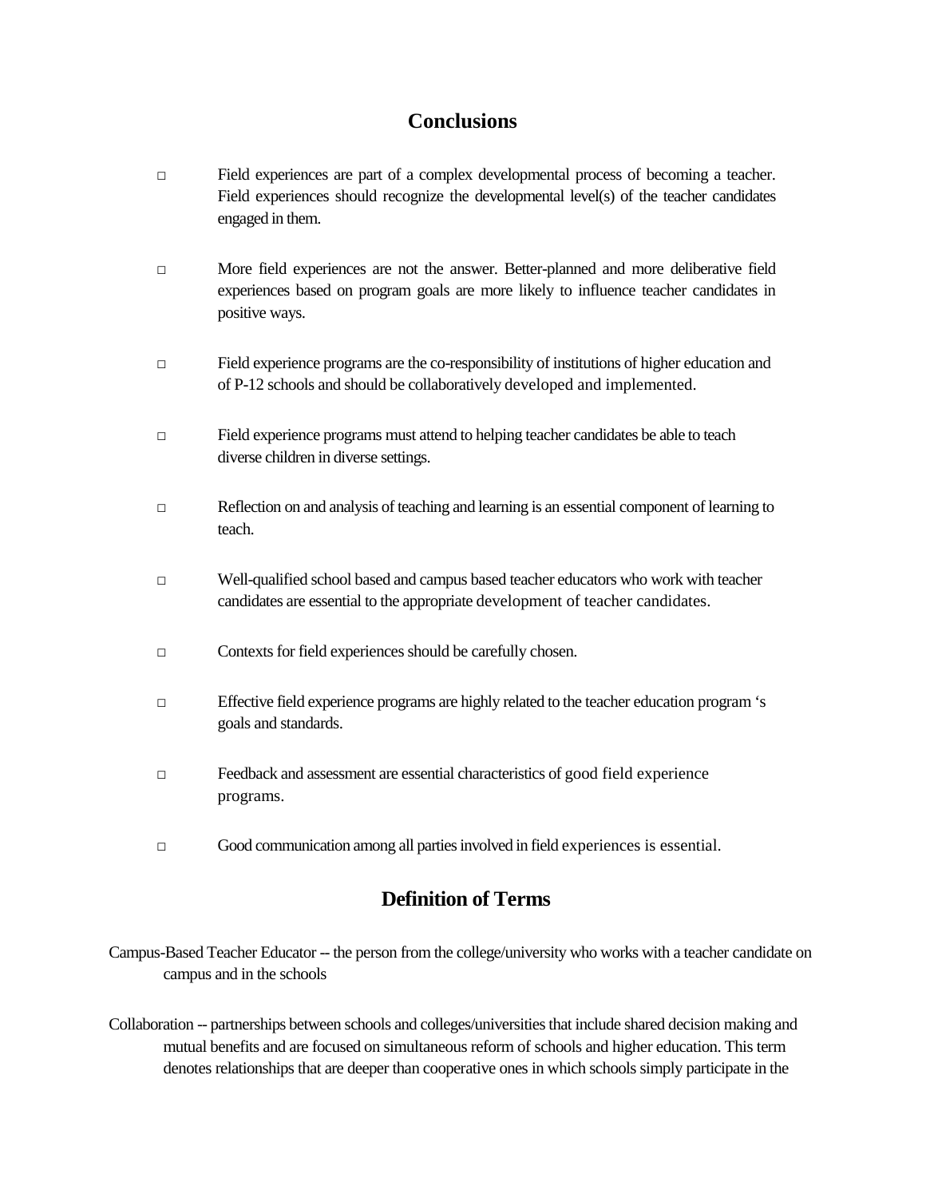## Conclusions

- Field experiences are part of a complex developmental process of becoming a teacher. Field experiences should recognize the developmental level(s) of the teacher candidates engaged in them.

- More field experiences are not the answer. Better-planned and more deliberative field experiences based on program goals are more likely to influence teacher candidates in positive ways.

- Field experience programs are the co-responsibility of institutions of higher education and of P-12 schools and should be collaboratively developed and implemented.

- Field experience programs must attend to helping teacher candidates be able to teach diverse children in diverse settings.

- Reflection on and analysis of teaching and learning is an essential component of learning to teach.

- Well-qualified school based and campus based teacher educators who work with teacher candidates are essential to the appropriate development of teacher candidates.

- Contexts for field experiences should be carefully chosen.

- Effective field experience programs are highly related to the teacher education program 's goals and standards.

- Feedback and assessment are essential characteristics of good field experience programs.

- Good communication among all parties involved in field experiences is essential.

## Definition of Terms

Campus-Based Teacher Educator -- the person from the college/university who works with a teacher candidate on campus and in the schools

Collaboration -- partnerships between schools and colleges/universities that include shared decision making and mutual benefits and are focused on simultaneous reform of schools and higher education. This term denotes relationships that are deeper than cooperative ones in which schools simply participate in the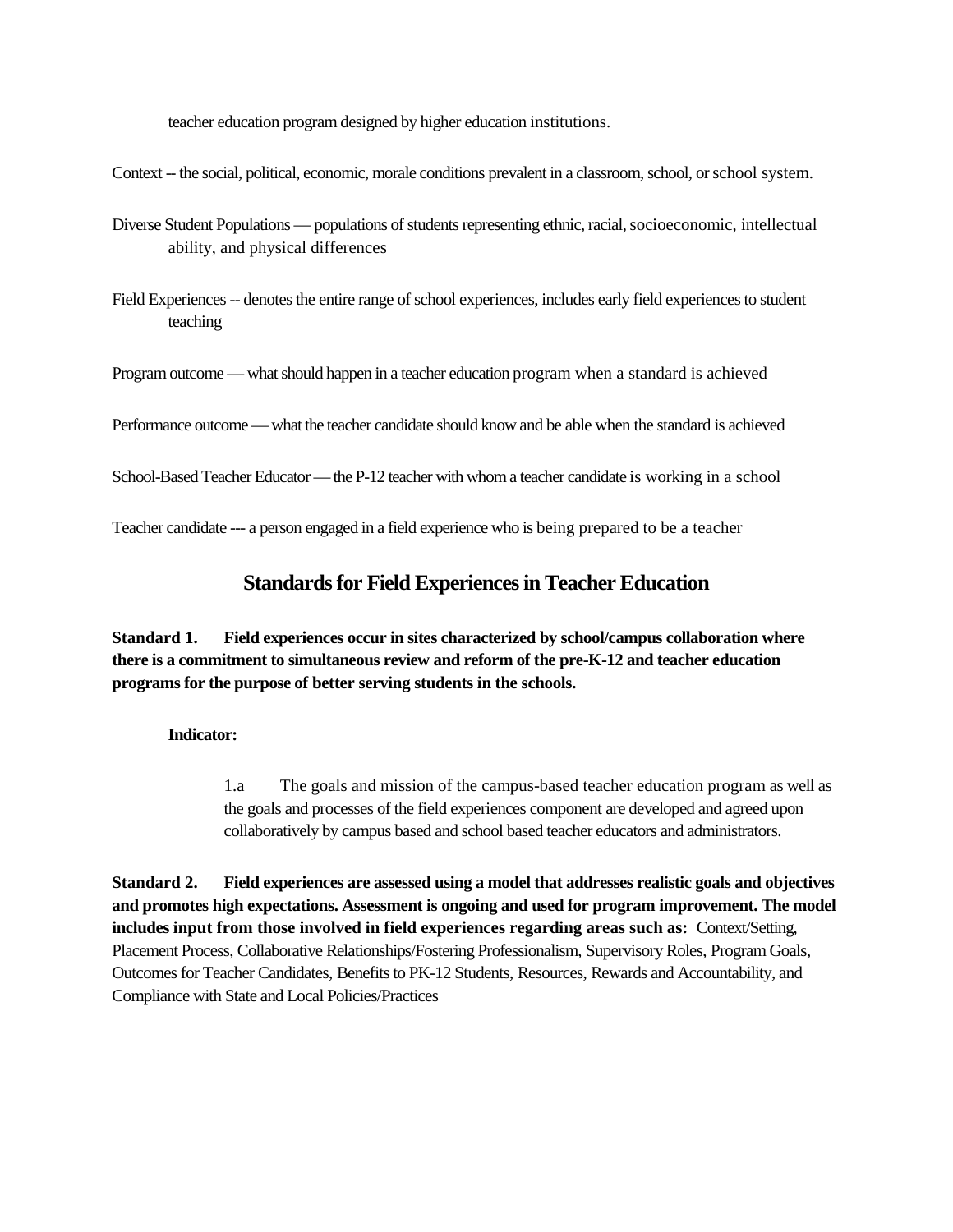teacher education program designed by higher education institutions.

Context -- the social, political, economic, morale conditions prevalent in a classroom, school, or school system.

Diverse Student Populations — populations of students representing ethnic, racial, socioeconomic, intellectual ability, and physical differences

Field Experiences -- denotes the entire range of school experiences, includes early field experiences to student teaching

Program outcome — what should happen in a teacher education program when a standard is achieved

Performance outcome — what the teacher candidate should know and be able when the standard is achieved

School-Based Teacher Educator — the P-12 teacher with whom a teacher candidate is working in a school

Teacher candidate --- a person engaged in a field experience who is being prepared to be a teacher

## Standards for Field Experiences in Teacher Education

**Standard 1. Field experiences occur in sites characterized by school/campus collaboration where there is a commitment to simultaneous review and reform of the pre-K-12 and teacher education programs for the purpose of better serving students in the schools.**

**Indicator:**

1.a The goals and mission of the campus-based teacher education program as well as the goals and processes of the field experiences component are developed and agreed upon collaboratively by campus based and school based teacher educators and administrators.

**Standard 2. Field experiences are assessed using a model that addresses realistic goals and objectives and promotes high expectations. Assessment is ongoing and used for program improvement. The model includes input from those involved in field experiences regarding areas such as:** Context/Setting, Placement Process, Collaborative Relationships/Fostering Professionalism, Supervisory Roles, Program Goals, Outcomes for Teacher Candidates, Benefits to PK-12 Students, Resources, Rewards and Accountability, and Compliance with State and Local Policies/Practices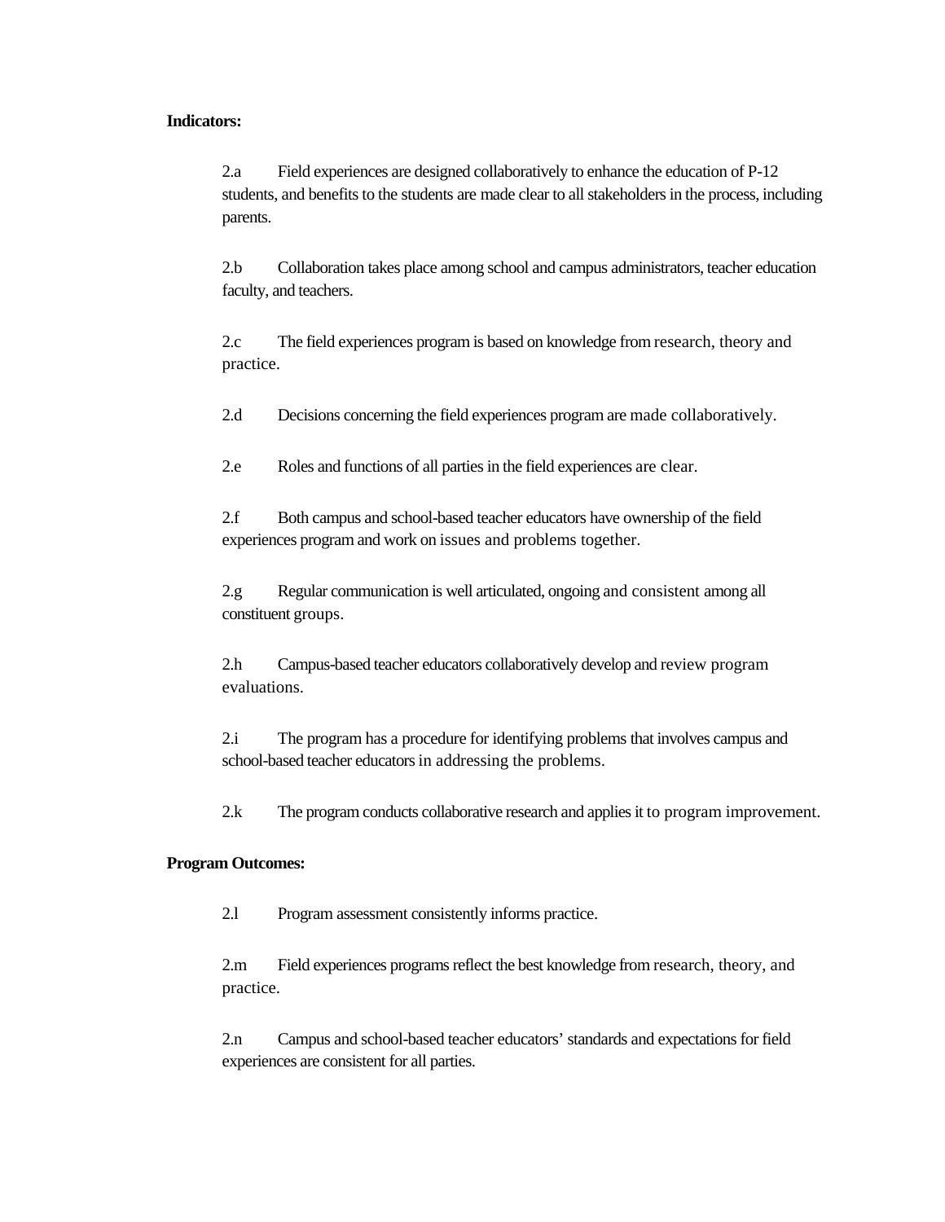**Indicators:**

2.a Field experiences are designed collaboratively to enhance the education of P-12 students, and benefits to the students are made clear to all stakeholders in the process, including parents.

2.b Collaboration takes place among school and campus administrators, teacher education faculty, and teachers.

2.c The field experiences program is based on knowledge from research, theory and practice.

2.d Decisions concerning the field experiences program are made collaboratively.

2.e Roles and functions of all parties in the field experiences are clear.

2.f Both campus and school-based teacher educators have ownership of the field experiences program and work on issues and problems together.

2.g Regular communication is well articulated, ongoing and consistent among all constituent groups.

2.h Campus-based teacher educators collaboratively develop and review program evaluations.

2.i The program has a procedure for identifying problems that involves campus and school-based teacher educators in addressing the problems.

2.k The program conducts collaborative research and applies it to program improvement.

**Program Outcomes:**

2.l Program assessment consistently informs practice.

2.m Field experiences programs reflect the best knowledge from research, theory, and practice.

2.n Campus and school-based teacher educators' standards and expectations for field experiences are consistent for all parties.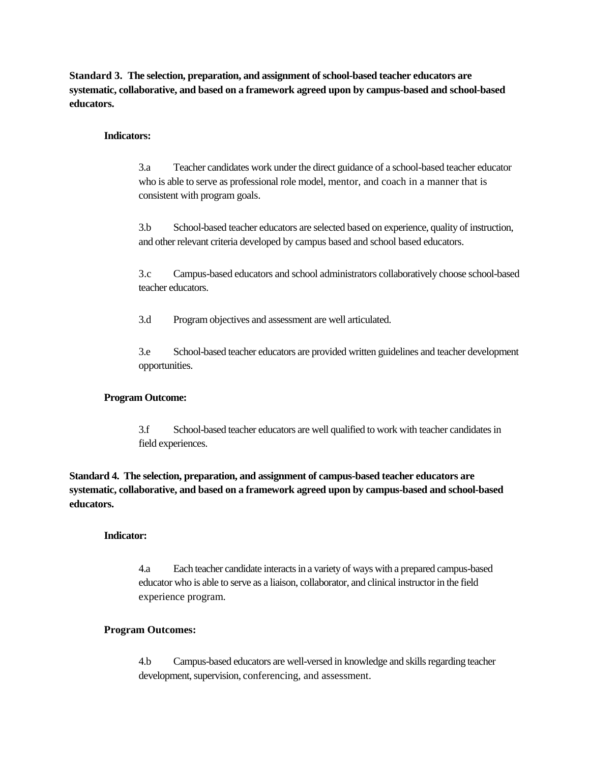**Standard 3. The selection, preparation, and assignment of school-based teacher educators are systematic, collaborative, and based on a framework agreed upon by campus-based and school-based educators.**

**Indicators:**

3.a Teacher candidates work under the direct guidance of a school-based teacher educator who is able to serve as professional role model, mentor, and coach in a manner that is consistent with program goals.

3.b School-based teacher educators are selected based on experience, quality of instruction, and other relevant criteria developed by campus based and school based educators.

3.c Campus-based educators and school administrators collaboratively choose school-based teacher educators.

3.d Program objectives and assessment are well articulated.

3.e School-based teacher educators are provided written guidelines and teacher development opportunities.

**Program Outcome:**

3.f School-based teacher educators are well qualified to work with teacher candidates in field experiences.

**Standard 4. The selection, preparation, and assignment of campus-based teacher educators are systematic, collaborative, and based on a framework agreed upon by campus-based and school-based educators.**

**Indicator:**

4.a Each teacher candidate interacts in a variety of ways with a prepared campus-based educator who is able to serve as a liaison, collaborator, and clinical instructor in the field experience program.

**Program Outcomes:**

4.b Campus-based educators are well-versed in knowledge and skills regarding teacher development, supervision, conferencing, and assessment.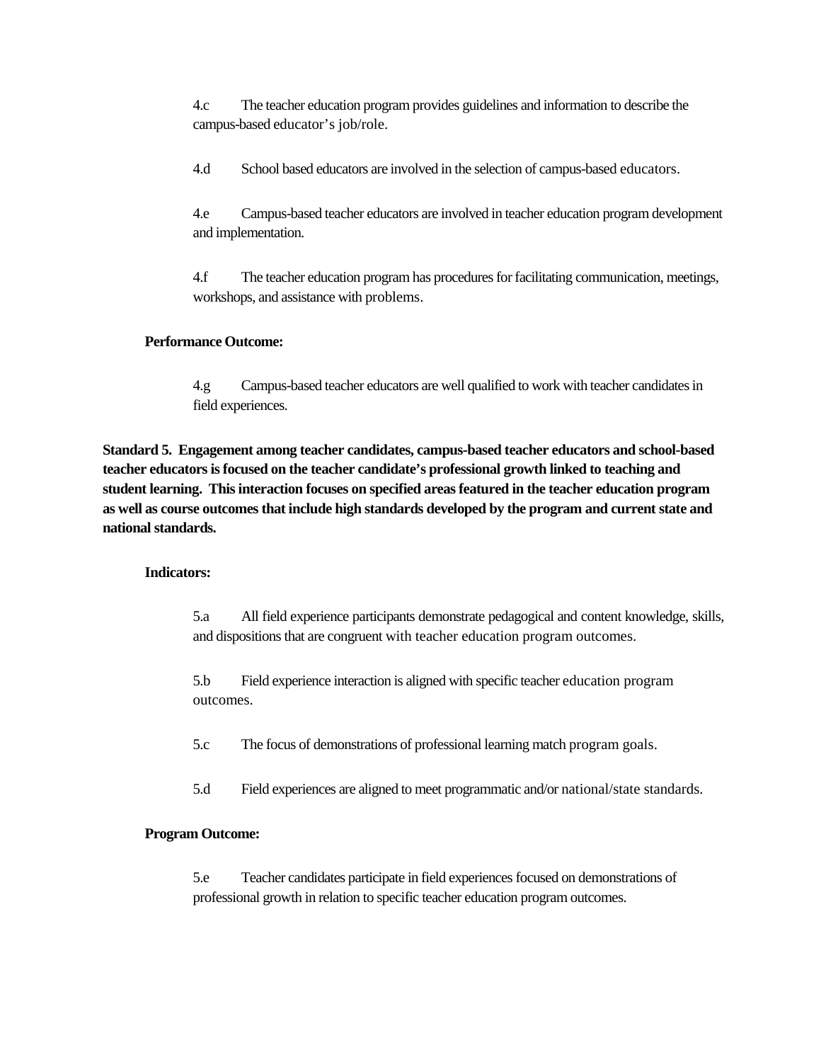4.c The teacher education program provides guidelines and information to describe the campus-based educator's job/role.

4.d School based educators are involved in the selection of campus-based educators.

4.e Campus-based teacher educators are involved in teacher education program development and implementation.

4.f The teacher education program has procedures for facilitating communication, meetings, workshops, and assistance with problems.

**Performance Outcome:**

4.g Campus-based teacher educators are well qualified to work with teacher candidates in field experiences.

**Standard 5. Engagement among teacher candidates, campus-based teacher educators and school-based teacher educators is focused on the teacher candidate's professional growth linked to teaching and student learning. This interaction focuses on specified areas featured in the teacher education program as well as course outcomes that include high standards developed by the program and current state and national standards.**

**Indicators:**

5.a All field experience participants demonstrate pedagogical and content knowledge, skills, and dispositions that are congruent with teacher education program outcomes.

5.b Field experience interaction is aligned with specific teacher education program outcomes.

5.c The focus of demonstrations of professional learning match program goals.

5.d Field experiences are aligned to meet programmatic and/or national/state standards.

**Program Outcome:**

5.e Teacher candidates participate in field experiences focused on demonstrations of professional growth in relation to specific teacher education program outcomes.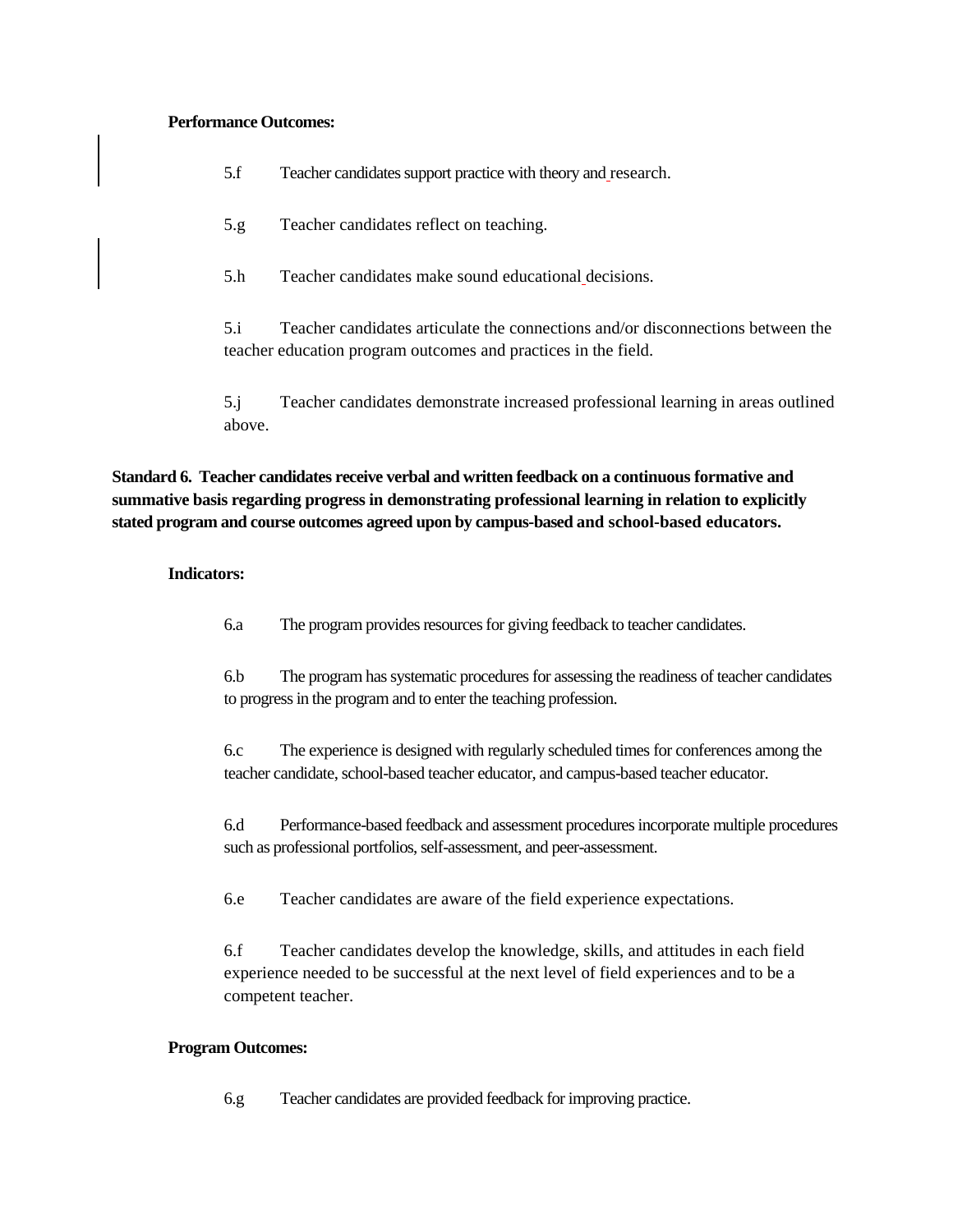**Performance Outcomes:**

5.f Teacher candidates support practice with theory and research.

5.g Teacher candidates reflect on teaching.

5.h Teacher candidates make sound educational decisions.

5.i Teacher candidates articulate the connections and/or disconnections between the teacher education program outcomes and practices in the field.

5.j Teacher candidates demonstrate increased professional learning in areas outlined above.

**Standard 6. Teacher candidates receive verbal and written feedback on a continuous formative and summative basis regarding progress in demonstrating professional learning in relation to explicitly stated program and course outcomes agreed upon by campus-based and school-based educators.**

**Indicators:**

6.a The program provides resources for giving feedback to teacher candidates.

6.b The program has systematic procedures for assessing the readiness of teacher candidates to progress in the program and to enter the teaching profession.

6.c The experience is designed with regularly scheduled times for conferences among the teacher candidate, school-based teacher educator, and campus-based teacher educator.

6.d Performance-based feedback and assessment procedures incorporate multiple procedures such as professional portfolios, self-assessment, and peer-assessment.

6.e Teacher candidates are aware of the field experience expectations.

6.f Teacher candidates develop the knowledge, skills, and attitudes in each field experience needed to be successful at the next level of field experiences and to be a competent teacher.

**Program Outcomes:**

6.g Teacher candidates are provided feedback for improving practice.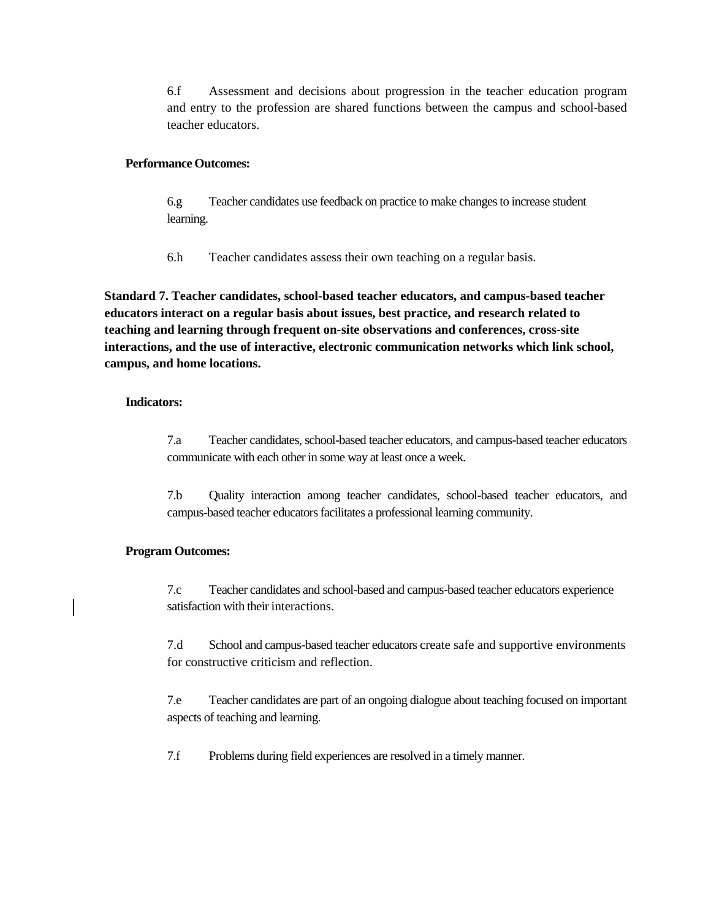6.f Assessment and decisions about progression in the teacher education program and entry to the profession are shared functions between the campus and school-based teacher educators.

**Performance Outcomes:**

6.g Teacher candidates use feedback on practice to make changes to increase student learning.

6.h Teacher candidates assess their own teaching on a regular basis.

**Standard 7. Teacher candidates, school-based teacher educators, and campus-based teacher educators interact on a regular basis about issues, best practice, and research related to teaching and learning through frequent on-site observations and conferences, cross-site interactions, and the use of interactive, electronic communication networks which link school, campus, and home locations.**

**Indicators:**

7.a Teacher candidates, school-based teacher educators, and campus-based teacher educators communicate with each other in some way at least once a week.

7.b Quality interaction among teacher candidates, school-based teacher educators, and campus-based teacher educators facilitates a professional learning community.

**Program Outcomes:**

7.c Teacher candidates and school-based and campus-based teacher educators experience satisfaction with their interactions.

7.d School and campus-based teacher educators create safe and supportive environments for constructive criticism and reflection.

7.e Teacher candidates are part of an ongoing dialogue about teaching focused on important aspects of teaching and learning.

7.f Problems during field experiences are resolved in a timely manner.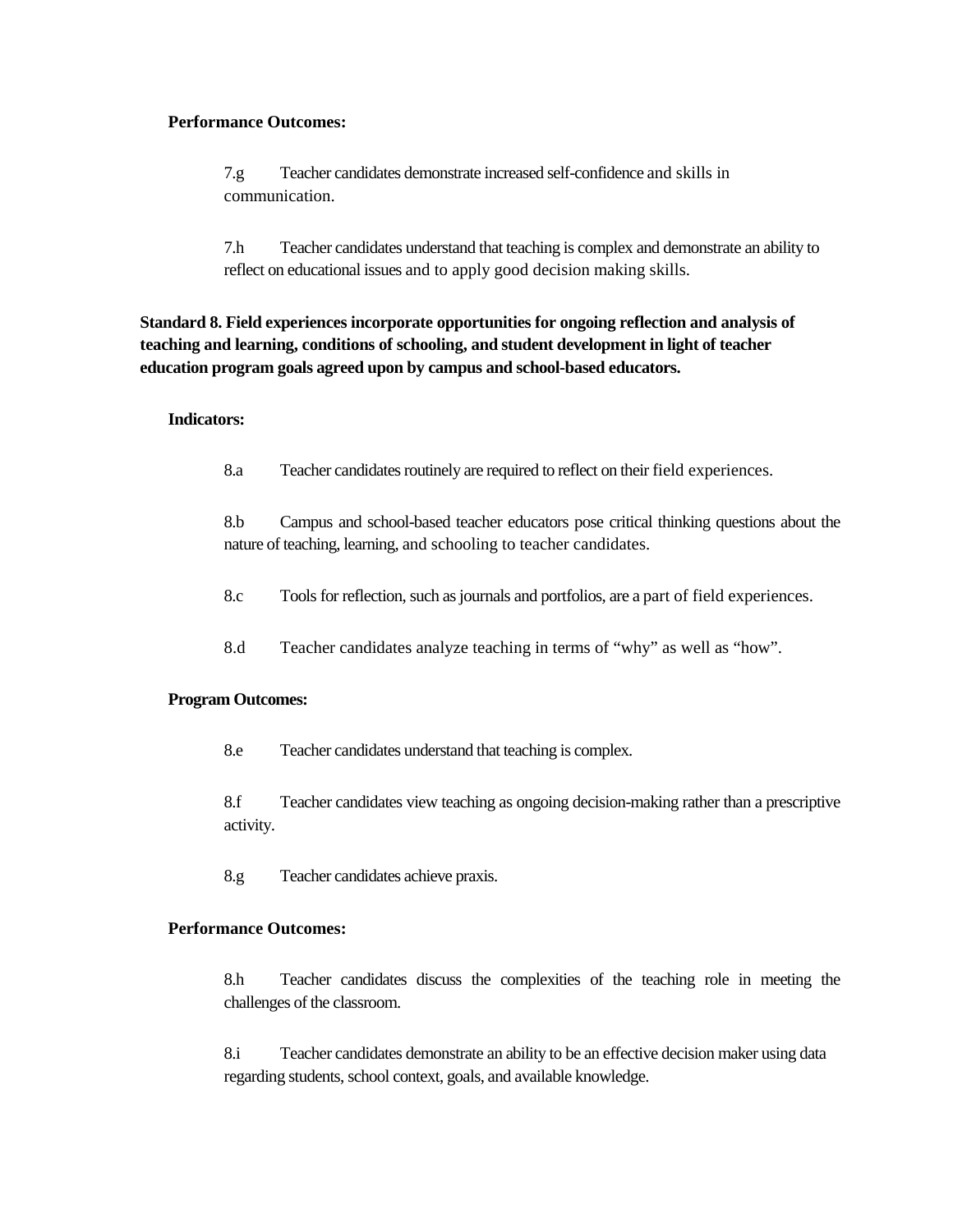**Performance Outcomes:**

7.g Teacher candidates demonstrate increased self-confidence and skills in communication.

7.h Teacher candidates understand that teaching is complex and demonstrate an ability to reflect on educational issues and to apply good decision making skills.

**Standard 8. Field experiences incorporate opportunities for ongoing reflection and analysis of teaching and learning, conditions of schooling, and student development in light of teacher education program goals agreed upon by campus and school-based educators.**

**Indicators:**

8.a Teacher candidates routinely are required to reflect on their field experiences.

8.b Campus and school-based teacher educators pose critical thinking questions about the nature of teaching, learning, and schooling to teacher candidates.

8.c Tools for reflection, such as journals and portfolios, are a part of field experiences.

8.d Teacher candidates analyze teaching in terms of "why" as well as "how".

**Program Outcomes:**

8.e Teacher candidates understand that teaching is complex.

8.f Teacher candidates view teaching as ongoing decision-making rather than a prescriptive activity.

8.g Teacher candidates achieve praxis.

**Performance Outcomes:**

8.h Teacher candidates discuss the complexities of the teaching role in meeting the challenges of the classroom.

8.i Teacher candidates demonstrate an ability to be an effective decision maker using data regarding students, school context, goals, and available knowledge.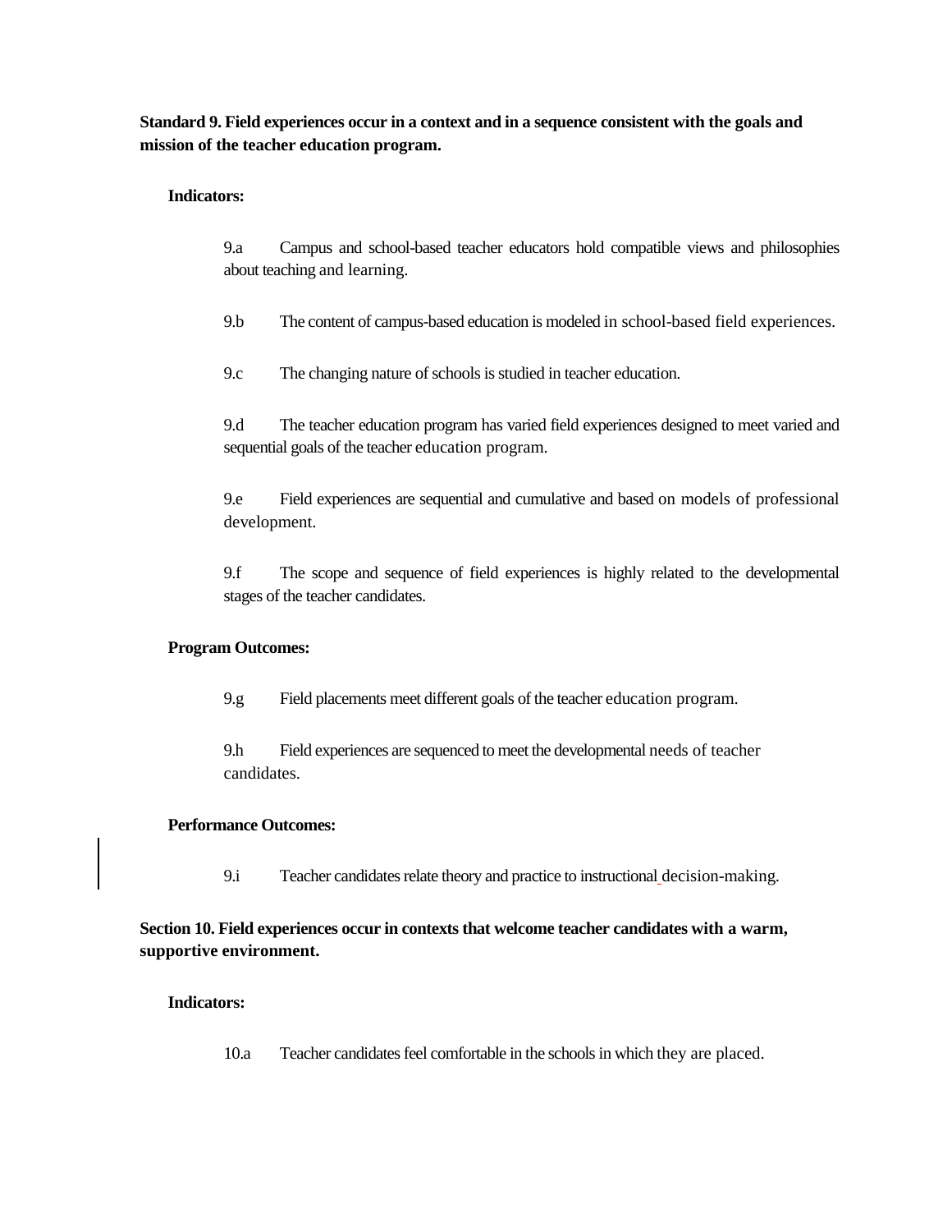**Standard 9. Field experiences occur in a context and in a sequence consistent with the goals and mission of the teacher education program.**

**Indicators:**

9.a Campus and school-based teacher educators hold compatible views and philosophies about teaching and learning.

9.b The content of campus-based education is modeled in school-based field experiences.

9.c The changing nature of schools is studied in teacher education.

9.d The teacher education program has varied field experiences designed to meet varied and sequential goals of the teacher education program.

9.e Field experiences are sequential and cumulative and based on models of professional development.

9.f The scope and sequence of field experiences is highly related to the developmental stages of the teacher candidates.

**Program Outcomes:**

9.g Field placements meet different goals of the teacher education program.

9.h Field experiences are sequenced to meet the developmental needs of teacher candidates.

**Performance Outcomes:**

9.i Teacher candidates relate theory and practice to instructional decision-making.

**Section 10. Field experiences occur in contexts that welcome teacher candidates with a warm, supportive environment.**

**Indicators:**

10.a Teacher candidates feel comfortable in the schools in which they are placed.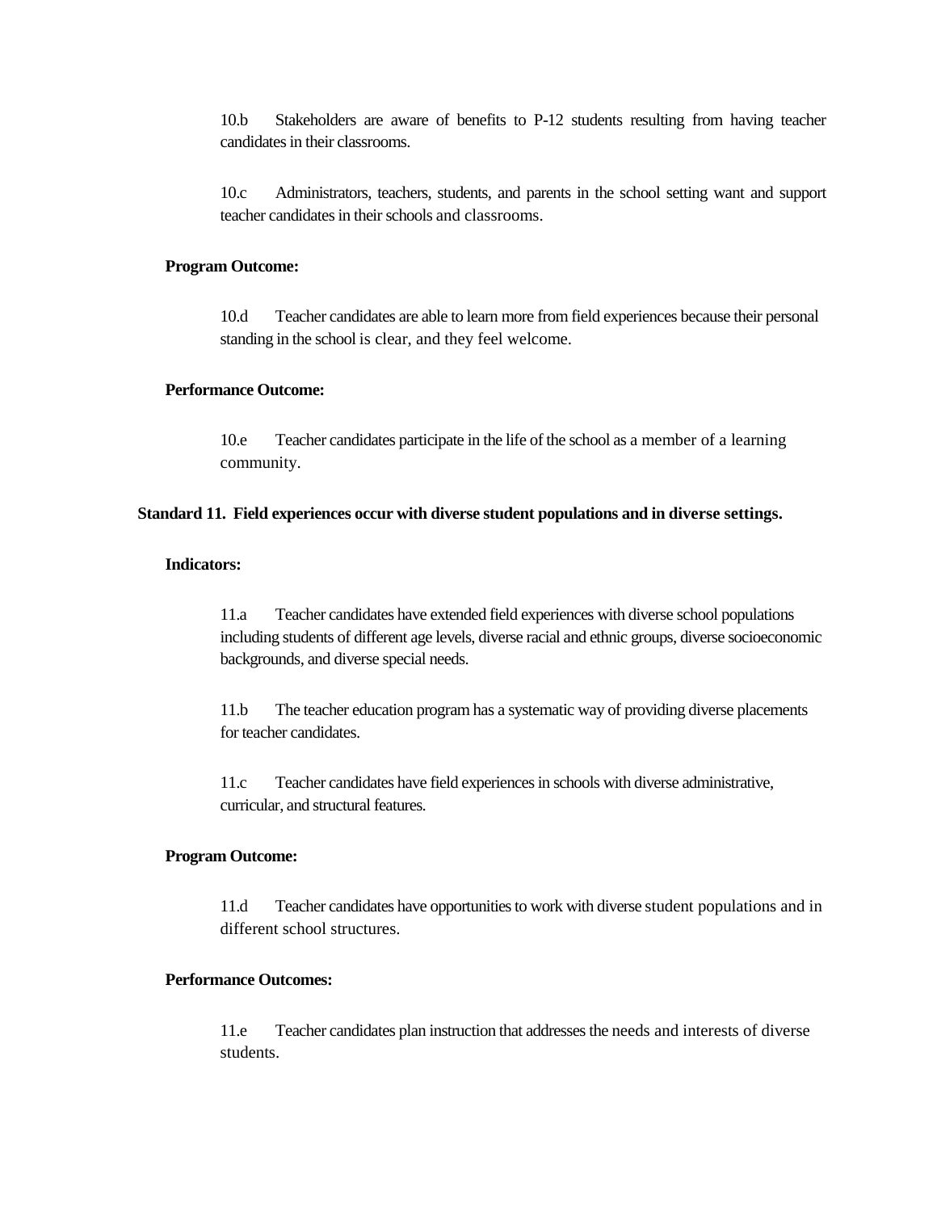10.b Stakeholders are aware of benefits to P-12 students resulting from having teacher candidates in their classrooms.

10.c Administrators, teachers, students, and parents in the school setting want and support teacher candidates in their schools and classrooms.

**Program Outcome:**

10.d Teacher candidates are able to learn more from field experiences because their personal standing in the school is clear, and they feel welcome.

**Performance Outcome:**

10.e Teacher candidates participate in the life of the school as a member of a learning community.

**Standard 11. Field experiences occur with diverse student populations and in diverse settings.**

**Indicators:**

11.a Teacher candidates have extended field experiences with diverse school populations including students of different age levels, diverse racial and ethnic groups, diverse socioeconomic backgrounds, and diverse special needs.

11.b The teacher education program has a systematic way of providing diverse placements for teacher candidates.

11.c Teacher candidates have field experiences in schools with diverse administrative, curricular, and structural features.

**Program Outcome:**

11.d Teacher candidates have opportunities to work with diverse student populations and in different school structures.

**Performance Outcomes:**

11.e Teacher candidates plan instruction that addresses the needs and interests of diverse students.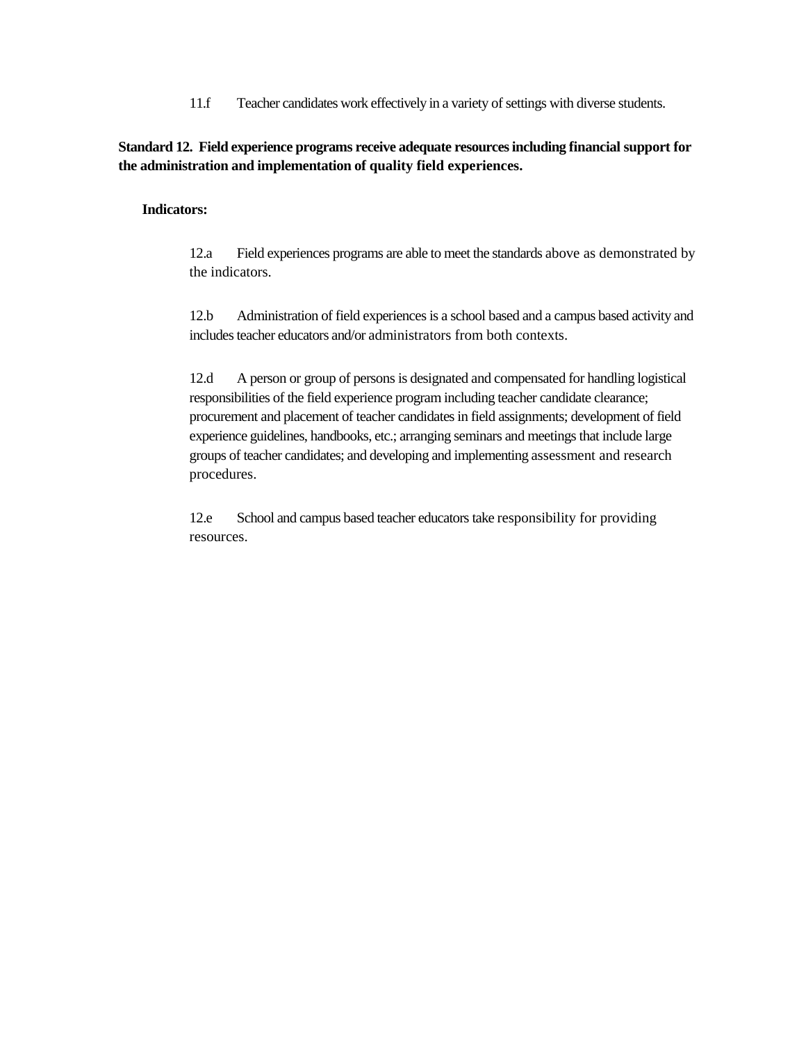11.f Teacher candidates work effectively in a variety of settings with diverse students.

**Standard 12. Field experience programs receive adequate resources including financial support for the administration and implementation of quality field experiences.**

**Indicators:**

12.a Field experiences programs are able to meet the standards above as demonstrated by the indicators.

12.b Administration of field experiences is a school based and a campus based activity and includes teacher educators and/or administrators from both contexts.

12.d A person or group of persons is designated and compensated for handling logistical responsibilities of the field experience program including teacher candidate clearance; procurement and placement of teacher candidates in field assignments; development of field experience guidelines, handbooks, etc.; arranging seminars and meetings that include large groups of teacher candidates; and developing and implementing assessment and research procedures.

12.e School and campus based teacher educators take responsibility for providing resources.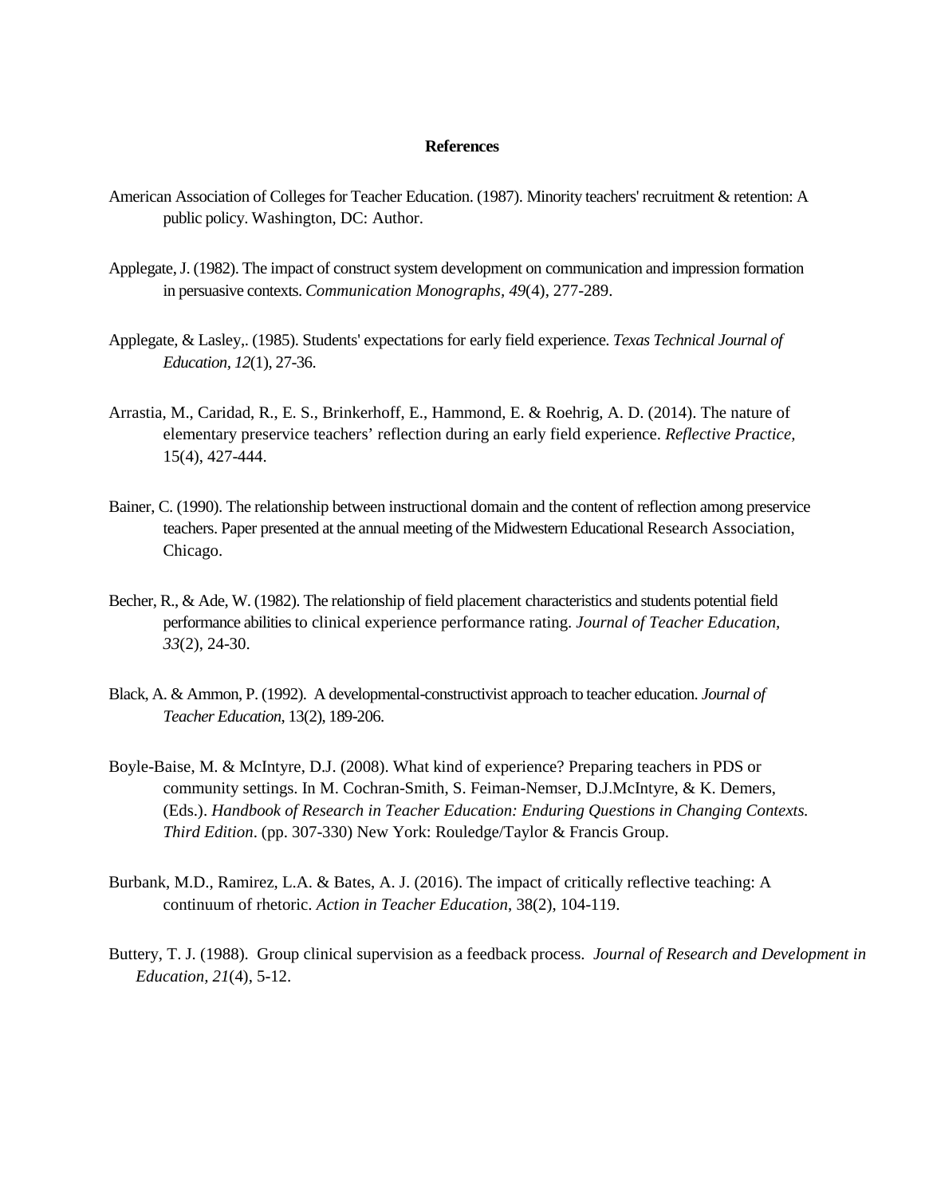**References**

American Association of Colleges for Teacher Education. (1987). Minority teachers' recruitment & retention: A public policy. Washington, DC: Author.

Applegate, J. (1982). The impact of construct system development on communication and impression formation in persuasive contexts. *Communication Monographs, 49*(4), 277-289.

Applegate, & Lasley,. (1985). Students' expectations for early field experience. *Texas Technical Journal of Education, 12*(1), 27-36.

Arrastia, M., Caridad, R., E. S., Brinkerhoff, E., Hammond, E. & Roehrig, A. D. (2014). The nature of elementary preservice teachers' reflection during an early field experience. *Reflective Practice,* 15(4), 427-444.

Bainer, C. (1990). The relationship between instructional domain and the content of reflection among preservice teachers. Paper presented at the annual meeting of the Midwestern Educational Research Association, Chicago.

Becher, R., & Ade, W. (1982). The relationship of field placement characteristics and students potential field performance abilities to clinical experience performance rating. *Journal of Teacher Education, 33*(2), 24-30.

Black, A. & Ammon, P. (1992). A developmental-constructivist approach to teacher education. *Journal of Teacher Education*, 13(2), 189-206.

Boyle-Baise, M. & McIntyre, D.J. (2008). What kind of experience? Preparing teachers in PDS or community settings. In M. Cochran-Smith, S. Feiman-Nemser, D.J.McIntyre, & K. Demers, (Eds.). *Handbook of Research in Teacher Education: Enduring Questions in Changing Contexts. Third Edition*. (pp. 307-330) New York: Rouledge/Taylor & Francis Group.

Burbank, M.D., Ramirez, L.A. & Bates, A. J. (2016). The impact of critically reflective teaching: A continuum of rhetoric. *Action in Teacher Education*, 38(2), 104-119.

Buttery, T. J. (1988). Group clinical supervision as a feedback process. *Journal of Research and Development in Education, 21*(4), 5-12.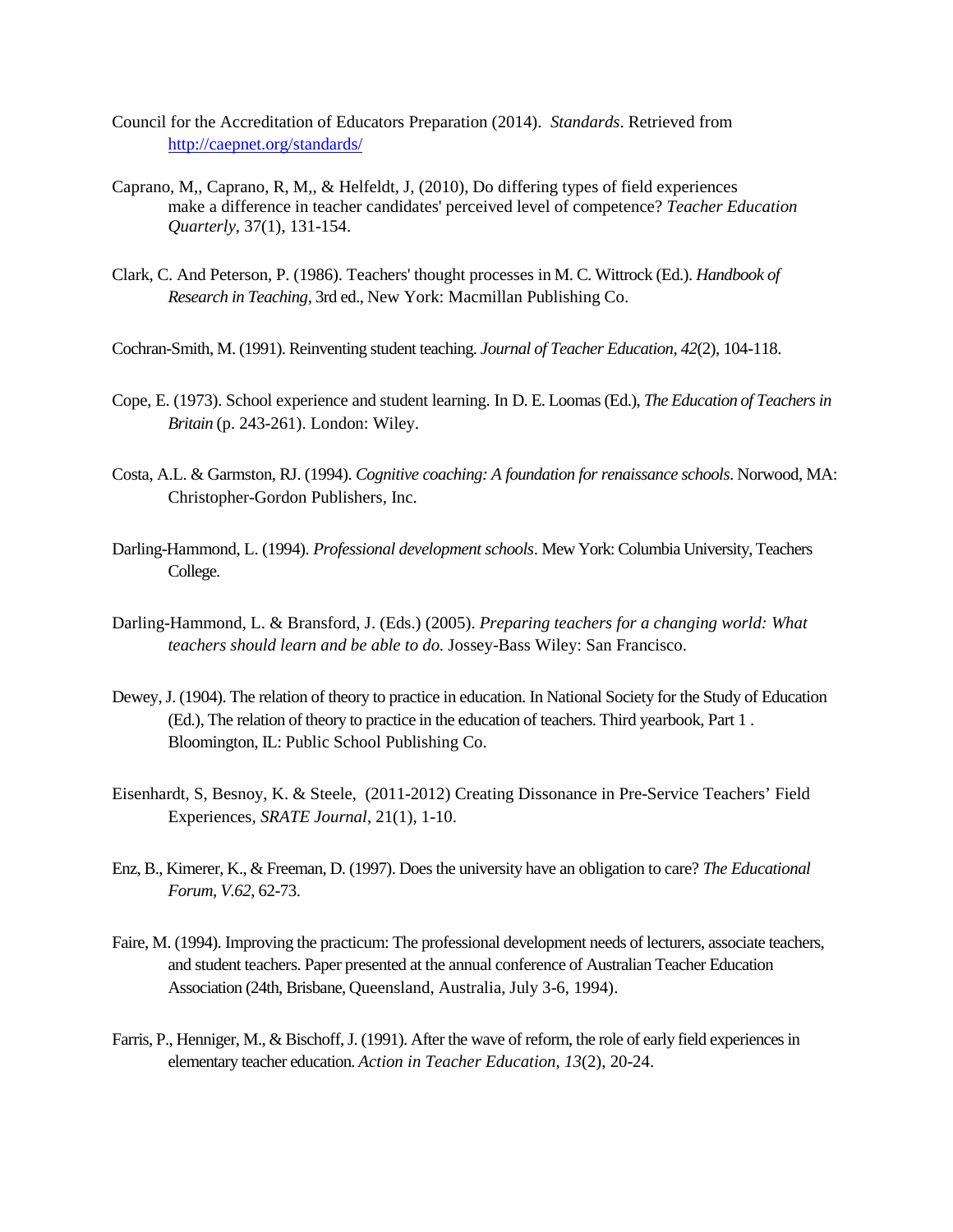Council for the Accreditation of Educators Preparation (2014). *Standards*. Retrieved from http://caepnet.org/standards/

Caprano, M,, Caprano, R, M,, & Helfeldt, J, (2010), Do differing types of field experiences make a difference in teacher candidates' perceived level of competence? *Teacher Education Quarterly*, 37(1), 131-154.

Clark, C. And Peterson, P. (1986). Teachers' thought processes in M. C. Wittrock (Ed.). *Handbook of Research in Teaching*, 3rd ed., New York: Macmillan Publishing Co.

Cochran-Smith, M. (1991). Reinventing student teaching. *Journal of Teacher Education, 42*(2), 104-118.

Cope, E. (1973). School experience and student learning. In D. E. Loomas (Ed.), *The Education of Teachers in Britain* (p. 243-261). London: Wiley.

Costa, A.L. & Garmston, RJ. (1994). *Cognitive coaching: A foundation for renaissance schools*. Norwood, MA: Christopher-Gordon Publishers, Inc.

Darling-Hammond, L. (1994). *Professional development schools*. Mew York: Columbia University, Teachers College.

Darling-Hammond, L. & Bransford, J. (Eds.) (2005). *Preparing teachers for a changing world: What teachers should learn and be able to do*. Jossey-Bass Wiley: San Francisco.

Dewey, J. (1904). The relation of theory to practice in education. In National Society for the Study of Education (Ed.), The relation of theory to practice in the education of teachers. Third yearbook, Part 1 . Bloomington, IL: Public School Publishing Co.

Eisenhardt, S, Besnoy, K. & Steele, (2011-2012) Creating Dissonance in Pre-Service Teachers' Field Experiences, *SRATE Journal*, 21(1), 1-10.

Enz, B., Kimerer, K., & Freeman, D. (1997). Does the university have an obligation to care? *The Educational Forum, V.62*, 62-73.

Faire, M. (1994). Improving the practicum: The professional development needs of lecturers, associate teachers, and student teachers. Paper presented at the annual conference of Australian Teacher Education Association (24th, Brisbane, Queensland, Australia, July 3-6, 1994).

Farris, P., Henniger, M., & Bischoff, J. (1991). After the wave of reform, the role of early field experiences in elementary teacher education. *Action in Teacher Education, 13*(2), 20-24.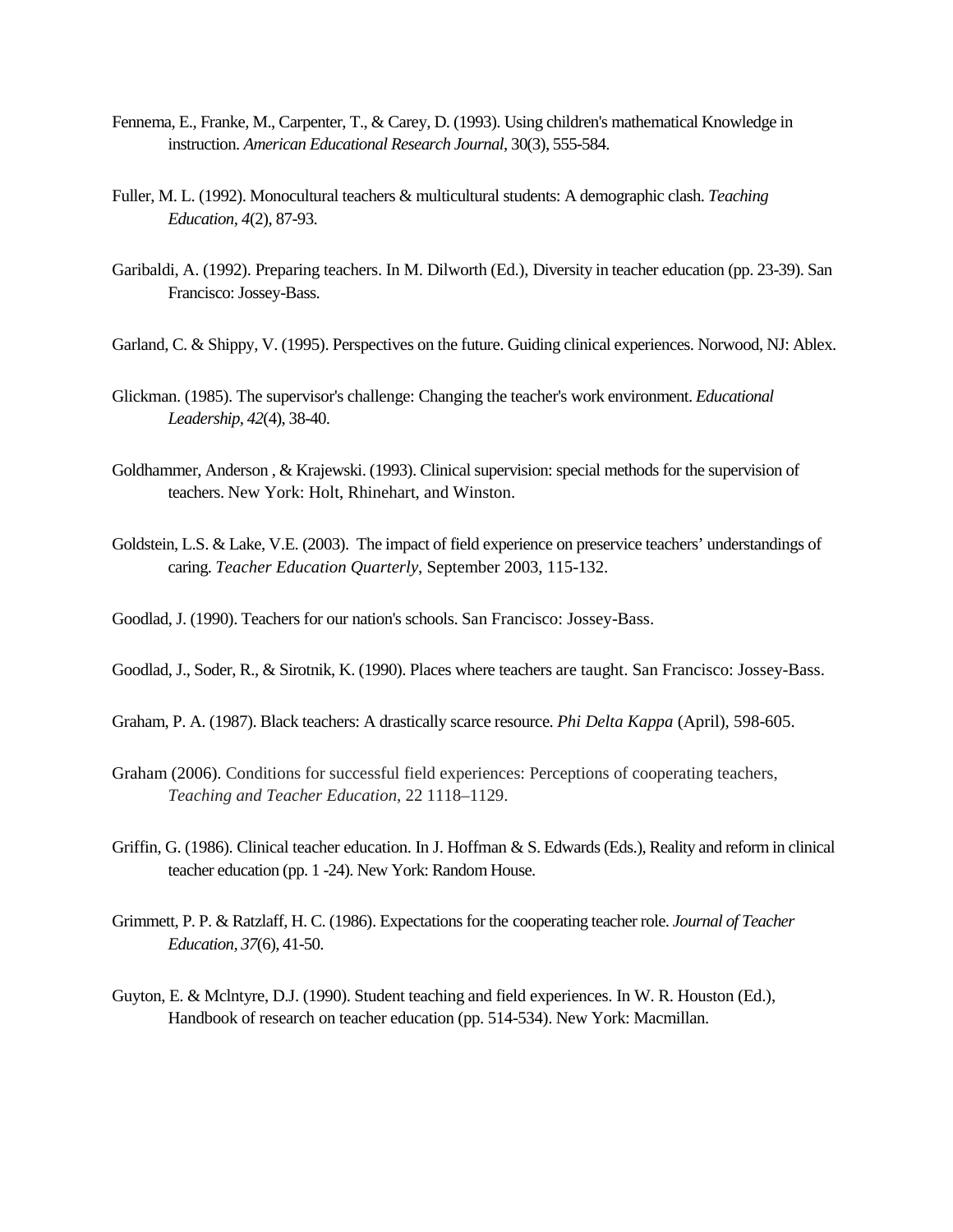Fennema, E., Franke, M., Carpenter, T., & Carey, D. (1993). Using children's mathematical Knowledge in instruction. *American Educational Research Journal*, 30(3), 555-584.

Fuller, M. L. (1992). Monocultural teachers & multicultural students: A demographic clash. *Teaching Education*, *4*(2), 87-93.

Garibaldi, A. (1992). Preparing teachers. In M. Dilworth (Ed.), Diversity in teacher education (pp. 23-39). San Francisco: Jossey-Bass.

Garland, C. & Shippy, V. (1995). Perspectives on the future. Guiding clinical experiences. Norwood, NJ: Ablex.

Glickman. (1985). The supervisor's challenge: Changing the teacher's work environment. *Educational Leadership, 42*(4), 38-40.

Goldhammer, Anderson , & Krajewski. (1993). Clinical supervision: special methods for the supervision of teachers. New York: Holt, Rhinehart, and Winston.

Goldstein, L.S. & Lake, V.E. (2003). The impact of field experience on preservice teachers' understandings of caring. *Teacher Education Quarterly*, September 2003, 115-132.

Goodlad, J. (1990). Teachers for our nation's schools. San Francisco: Jossey-Bass.

Goodlad, J., Soder, R., & Sirotnik, K. (1990). Places where teachers are taught. San Francisco: Jossey-Bass.

Graham, P. A. (1987). Black teachers: A drastically scarce resource. *Phi Delta Kappa* (April), 598-605.

Graham (2006). Conditions for successful field experiences: Perceptions of cooperating teachers, *Teaching and Teacher Education*, 22 1118–1129.

Griffin, G. (1986). Clinical teacher education. In J. Hoffman & S. Edwards (Eds.), Reality and reform in clinical teacher education (pp. 1 -24). New York: Random House.

Grimmett, P. P. & Ratzlaff, H. C. (1986). Expectations for the cooperating teacher role. *Journal of Teacher Education, 37*(6), 41-50.

Guyton, E. & Mclntyre, D.J. (1990). Student teaching and field experiences. In W. R. Houston (Ed.), Handbook of research on teacher education (pp. 514-534). New York: Macmillan.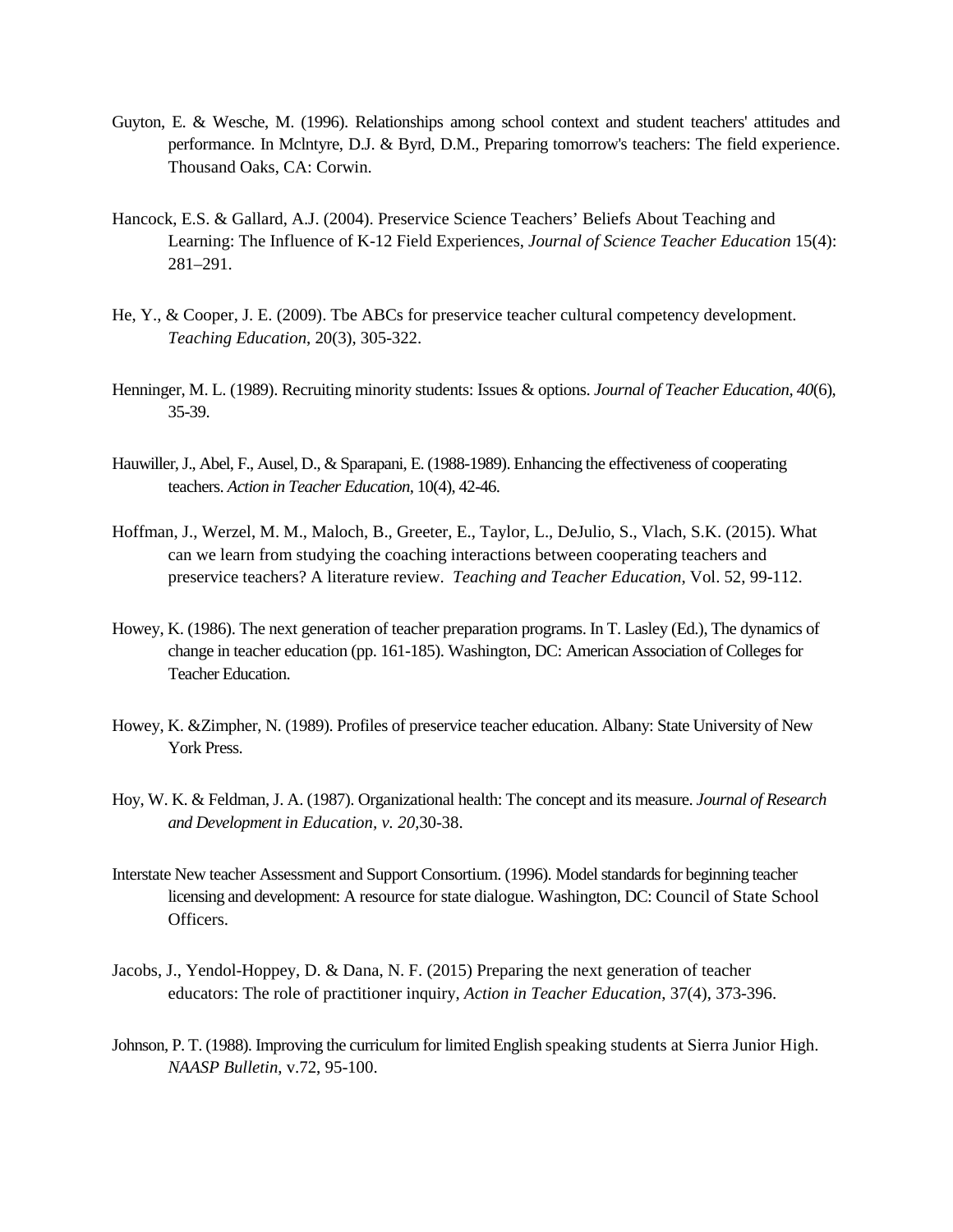Guyton, E. & Wesche, M. (1996). Relationships among school context and student teachers' attitudes and performance. In Mclntyre, D.J. & Byrd, D.M., Preparing tomorrow's teachers: The field experience. Thousand Oaks, CA: Corwin.

Hancock, E.S. & Gallard, A.J. (2004). Preservice Science Teachers' Beliefs About Teaching and Learning: The Influence of K-12 Field Experiences, *Journal of Science Teacher Education* 15(4): 281–291.

He, Y., & Cooper, J. E. (2009). Tbe ABCs for preservice teacher cultural competency development. *Teaching Education*, 20(3), 305-322.

Henninger, M. L. (1989). Recruiting minority students: Issues & options. *Journal of Teacher Education*, *40*(6), 35-39.

Hauwiller, J., Abel, F., Ausel, D., & Sparapani, E. (1988-1989). Enhancing the effectiveness of cooperating teachers. *Action in Teacher Education*, 10(4), 42-46.

Hoffman, J., Werzel, M. M., Maloch, B., Greeter, E., Taylor, L., DeJulio, S., Vlach, S.K. (2015). What can we learn from studying the coaching interactions between cooperating teachers and preservice teachers? A literature review. *Teaching and Teacher Education*, Vol. 52, 99-112.

Howey, K. (1986). The next generation of teacher preparation programs. In T. Lasley (Ed.), The dynamics of change in teacher education (pp. 161-185). Washington, DC: American Association of Colleges for Teacher Education.

Howey, K. &Zimpher, N. (1989). Profiles of preservice teacher education. Albany: State University of New York Press.

Hoy, W. K. & Feldman, J. A. (1987). Organizational health: The concept and its measure. *Journal of Research and Development in Education, v. 20*,30-38.

Interstate New teacher Assessment and Support Consortium. (1996). Model standards for beginning teacher licensing and development: A resource for state dialogue. Washington, DC: Council of State School Officers.

Jacobs, J., Yendol-Hoppey, D. & Dana, N. F. (2015) Preparing the next generation of teacher educators: The role of practitioner inquiry, *Action in Teacher Education*, 37(4), 373-396.

Johnson, P. T. (1988). Improving the curriculum for limited English speaking students at Sierra Junior High. *NAASP Bulletin*, v.72, 95-100.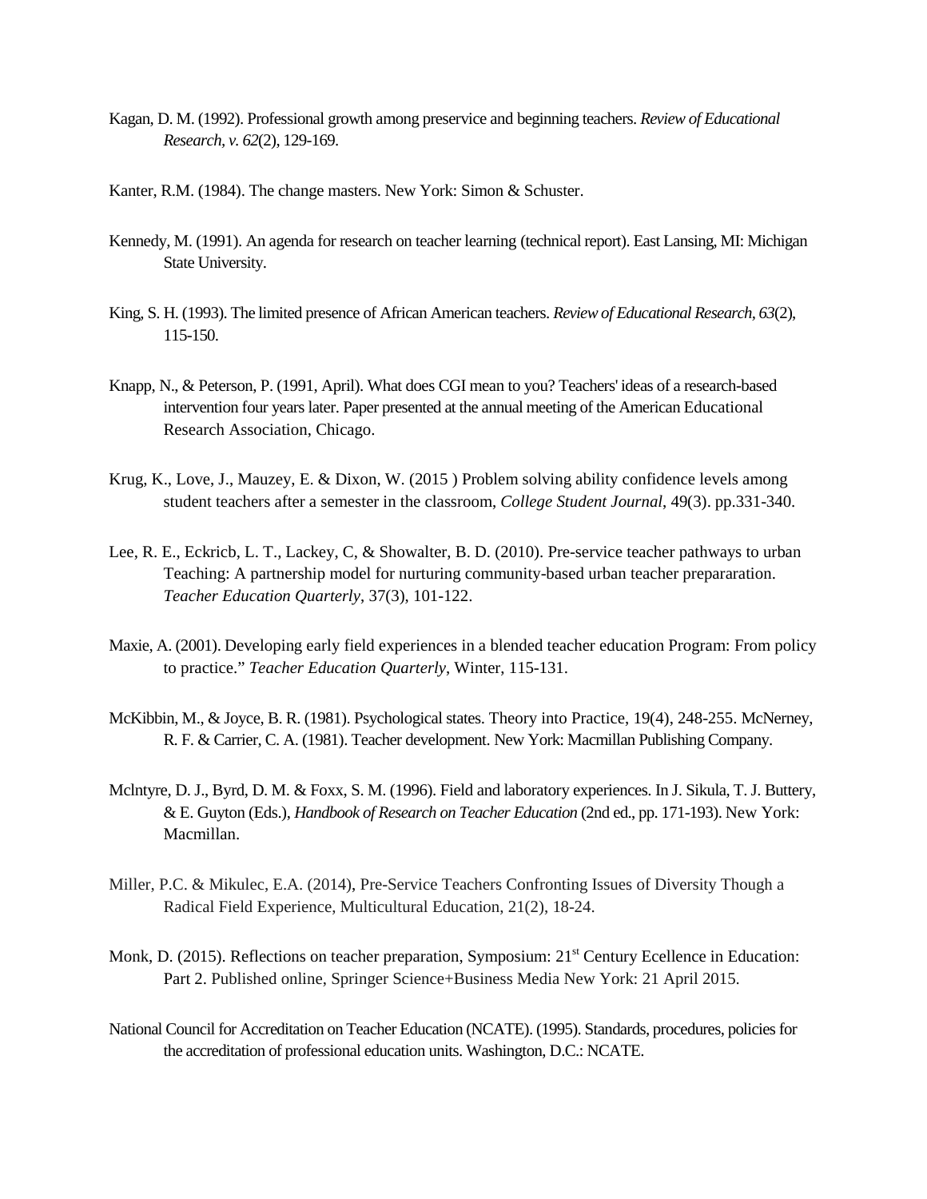Kagan, D. M. (1992). Professional growth among preservice and beginning teachers. *Review of Educational Research, v. 62*(2), 129-169.

Kanter, R.M. (1984). The change masters. New York: Simon & Schuster.

Kennedy, M. (1991). An agenda for research on teacher learning (technical report). East Lansing, MI: Michigan State University.

King, S. H. (1993). The limited presence of African American teachers. *Review of Educational Research, 63*(2), 115-150.

Knapp, N., & Peterson, P. (1991, April). What does CGI mean to you? Teachers' ideas of a research-based intervention four years later. Paper presented at the annual meeting of the American Educational Research Association, Chicago.

Krug, K., Love, J., Mauzey, E. & Dixon, W. (2015 ) Problem solving ability confidence levels among student teachers after a semester in the classroom, *College Student Journal*, 49(3). pp.331-340.

Lee, R. E., Eckricb, L. T., Lackey, C, & Showalter, B. D. (2010). Pre-service teacher pathways to urban Teaching: A partnership model for nurturing community-based urban teacher prepararation. *Teacher Education Quarterly*, 37(3), 101-122.

Maxie, A. (2001). Developing early field experiences in a blended teacher education Program: From policy to practice." *Teacher Education Quarterly*, Winter, 115-131.

McKibbin, M., & Joyce, B. R. (1981). Psychological states. Theory into Practice, 19(4), 248-255. McNerney, R. F. & Carrier, C. A. (1981). Teacher development. New York: Macmillan Publishing Company.

Mclntyre, D. J., Byrd, D. M. & Foxx, S. M. (1996). Field and laboratory experiences. In J. Sikula, T. J. Buttery, & E. Guyton (Eds.), *Handbook of Research on Teacher Education* (2nd ed., pp. 171-193). New York: Macmillan.

Miller, P.C. & Mikulec, E.A. (2014), Pre-Service Teachers Confronting Issues of Diversity Though a Radical Field Experience, Multicultural Education, 21(2), 18-24.

Monk, D. (2015). Reflections on teacher preparation, Symposium: 21st Century Ecellence in Education: Part 2. Published online, Springer Science+Business Media New York: 21 April 2015.

National Council for Accreditation on Teacher Education (NCATE). (1995). Standards, procedures, policies for the accreditation of professional education units. Washington, D.C.: NCATE.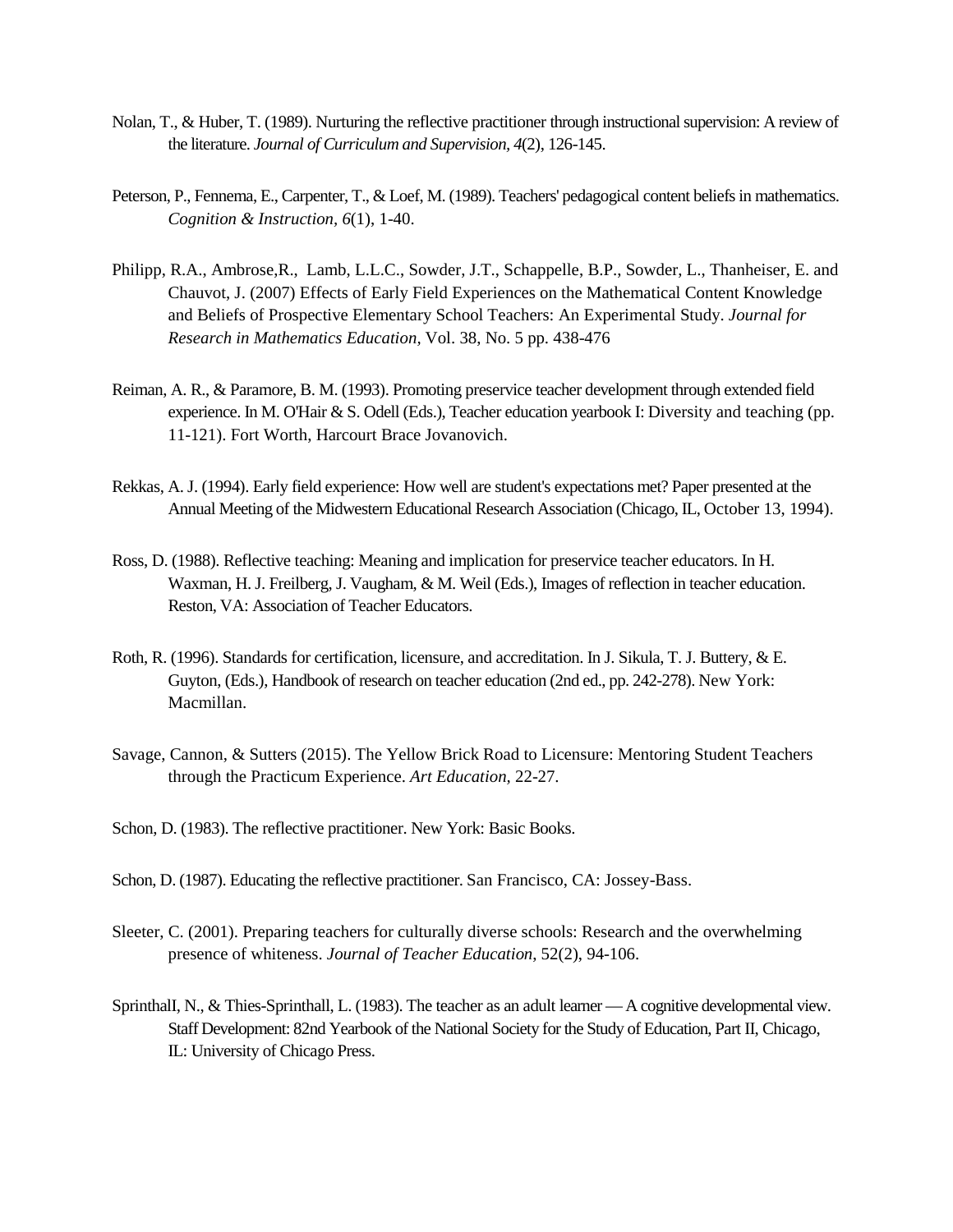Nolan, T., & Huber, T. (1989). Nurturing the reflective practitioner through instructional supervision: A review of the literature. *Journal of Curriculum and Supervision*, *4*(2), 126-145.

Peterson, P., Fennema, E., Carpenter, T., & Loef, M. (1989). Teachers' pedagogical content beliefs in mathematics. *Cognition & Instruction*, *6*(1), 1-40.

Philipp, R.A., Ambrose,R., Lamb, L.L.C., Sowder, J.T., Schappelle, B.P., Sowder, L., Thanheiser, E. and Chauvot, J. (2007) Effects of Early Field Experiences on the Mathematical Content Knowledge and Beliefs of Prospective Elementary School Teachers: An Experimental Study. *Journal for Research in Mathematics Education*, Vol. 38, No. 5 pp. 438-476

Reiman, A. R., & Paramore, B. M. (1993). Promoting preservice teacher development through extended field experience. In M. O'Hair & S. Odell (Eds.), Teacher education yearbook I: Diversity and teaching (pp. 11-121). Fort Worth, Harcourt Brace Jovanovich.

Rekkas, A. J. (1994). Early field experience: How well are student's expectations met? Paper presented at the Annual Meeting of the Midwestern Educational Research Association (Chicago, IL, October 13, 1994).

Ross, D. (1988). Reflective teaching: Meaning and implication for preservice teacher educators. In H. Waxman, H. J. Freilberg, J. Vaugham, & M. Weil (Eds.), Images of reflection in teacher education. Reston, VA: Association of Teacher Educators.

Roth, R. (1996). Standards for certification, licensure, and accreditation. In J. Sikula, T. J. Buttery, & E. Guyton, (Eds.), Handbook of research on teacher education (2nd ed., pp. 242-278). New York: Macmillan.

Savage, Cannon, & Sutters (2015). The Yellow Brick Road to Licensure: Mentoring Student Teachers through the Practicum Experience. *Art Education*, 22-27.

Schon, D. (1983). The reflective practitioner. New York: Basic Books.

Schon, D. (1987). Educating the reflective practitioner. San Francisco, CA: Jossey-Bass.

Sleeter, C. (2001). Preparing teachers for culturally diverse schools: Research and the overwhelming presence of whiteness. *Journal of Teacher Education*, 52(2), 94-106.

SprinthalI, N., & Thies-Sprinthall, L. (1983). The teacher as an adult learner — A cognitive developmental view. Staff Development: 82nd Yearbook of the National Society for the Study of Education, Part II, Chicago, IL: University of Chicago Press.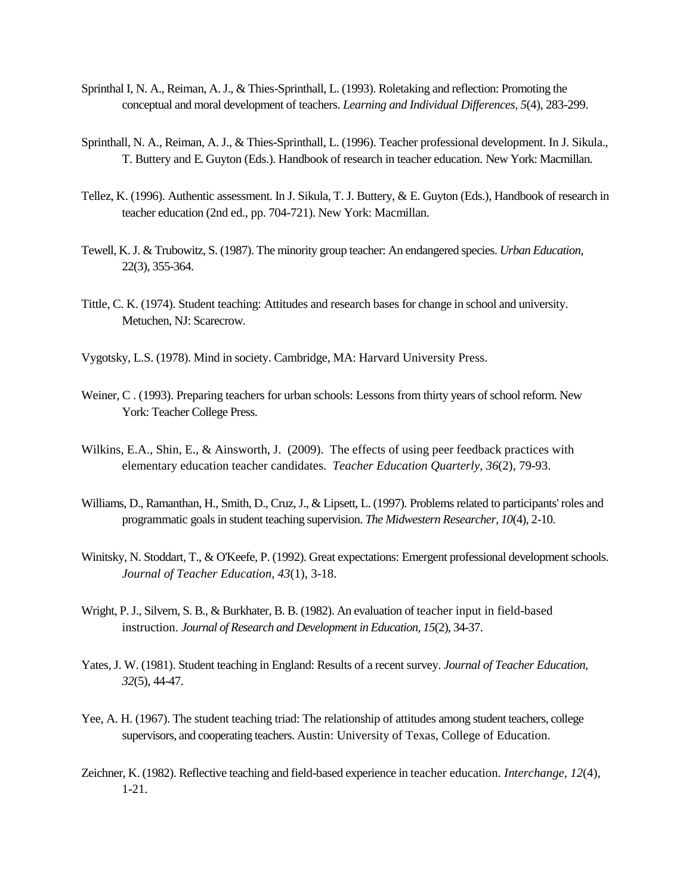Sprinthal I, N. A., Reiman, A. J., & Thies-Sprinthall, L. (1993). Roletaking and reflection: Promoting the conceptual and moral development of teachers. *Learning and Individual Differences*, *5*(4), 283-299.

Sprinthall, N. A., Reiman, A. J., & Thies-Sprinthall, L. (1996). Teacher professional development. In J. Sikula., T. Buttery and E. Guyton (Eds.). Handbook of research in teacher education. New York: Macmillan.

Tellez, K. (1996). Authentic assessment. In J. Sikula, T. J. Buttery, & E. Guyton (Eds.), Handbook of research in teacher education (2nd ed., pp. 704-721). New York: Macmillan.

Tewell, K. J. & Trubowitz, S. (1987). The minority group teacher: An endangered species. *Urban Education*, 22(3), 355-364.

Tittle, C. K. (1974). Student teaching: Attitudes and research bases for change in school and university. Metuchen, NJ: Scarecrow.

Vygotsky, L.S. (1978). Mind in society. Cambridge, MA: Harvard University Press.

Weiner, C . (1993). Preparing teachers for urban schools: Lessons from thirty years of school reform. New York: Teacher College Press.

Wilkins, E.A., Shin, E., & Ainsworth, J. (2009). The effects of using peer feedback practices with elementary education teacher candidates. *Teacher Education Quarterly, 36*(2), 79-93.

Williams, D., Ramanthan, H., Smith, D., Cruz, J., & Lipsett, L. (1997). Problems related to participants' roles and programmatic goals in student teaching supervision. *The Midwestern Researcher*, *10*(4), 2-10.

Winitsky, N. Stoddart, T., & O'Keefe, P. (1992). Great expectations: Emergent professional development schools. *Journal of Teacher Education, 43*(1), 3-18.

Wright, P. J., Silvern, S. B., & Burkhater, B. B. (1982). An evaluation of teacher input in field-based instruction. *Journal of Research and Development in Education, 15*(2), 34-37.

Yates, J. W. (1981). Student teaching in England: Results of a recent survey. *Journal of Teacher Education, 32*(5), 44-47.

Yee, A. H. (1967). The student teaching triad: The relationship of attitudes among student teachers, college supervisors, and cooperating teachers. Austin: University of Texas, College of Education.

Zeichner, K. (1982). Reflective teaching and field-based experience in teacher education. *Interchange, 12*(4), 1-21.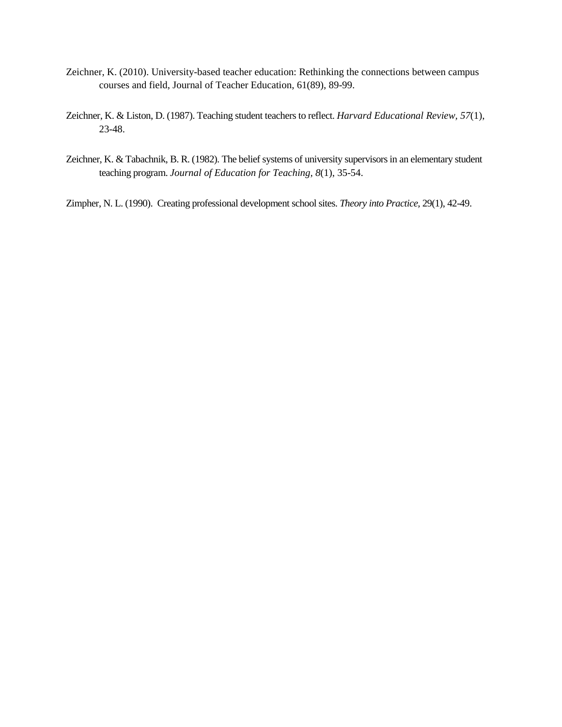Zeichner, K. (2010). University-based teacher education: Rethinking the connections between campus courses and field, Journal of Teacher Education, 61(89), 89-99.

Zeichner, K. & Liston, D. (1987). Teaching student teachers to reflect. *Harvard Educational Review, 57*(1), 23-48.

Zeichner, K. & Tabachnik, B. R. (1982). The belief systems of university supervisors in an elementary student teaching program. *Journal of Education for Teaching, 8*(1), 35-54.

Zimpher, N. L. (1990). Creating professional development school sites. *Theory into Practice,* 29(1), 42-49.